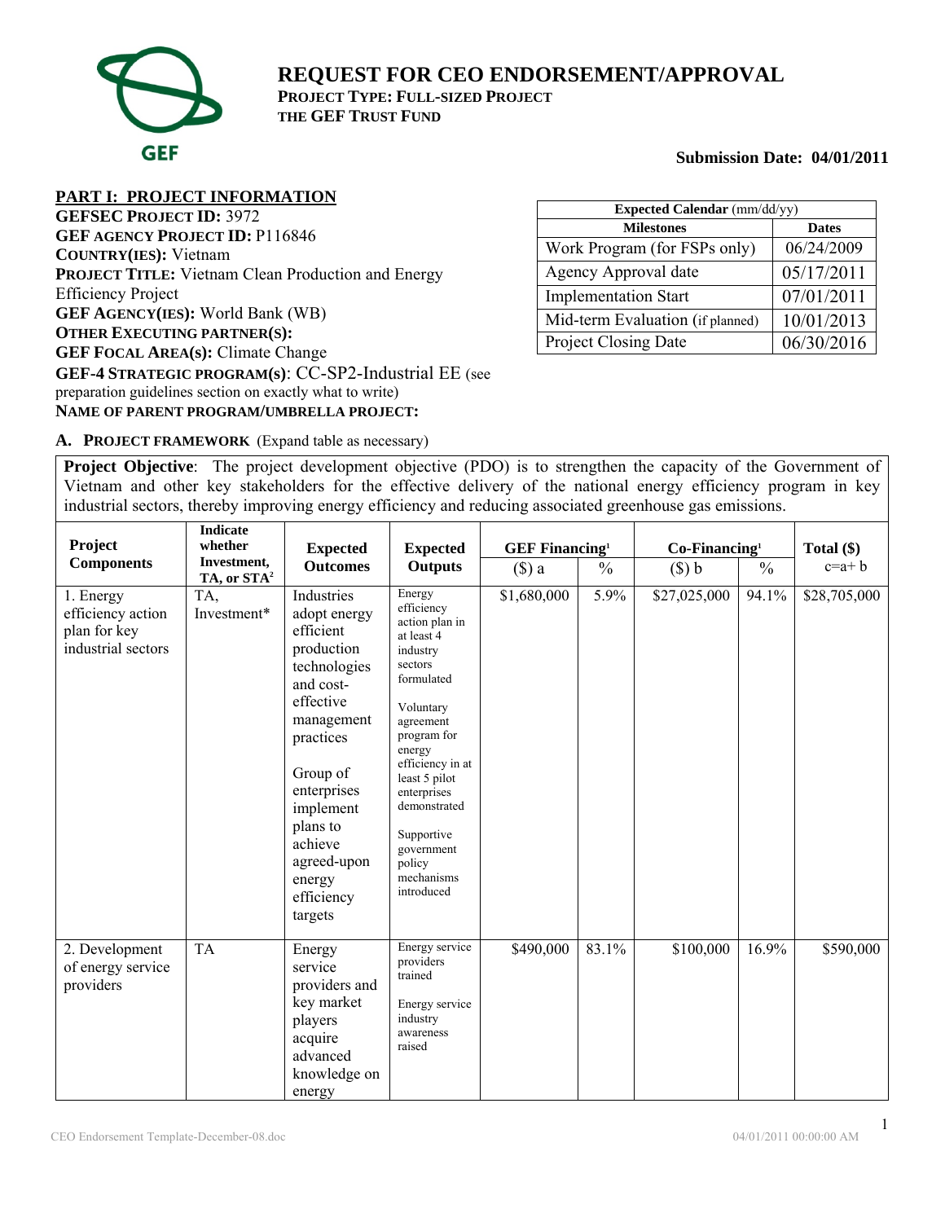# REQUEST FOR CEO ENDORSEMENT/APPROVAL

**PROJECT TYPE: FULL-SIZED PROJECT**
**THE GEF TRUST FUND**

**Submission Date: 04/01/2011**

## PART I: PROJECT INFORMATION

**GEFSEC PROJECT ID:** 3972
**GEF AGENCY PROJECT ID:** P116846
**COUNTRY(IES):** Vietnam
**PROJECT TITLE:** Vietnam Clean Production and Energy Efficiency Project
**GEF AGENCY(IES):** World Bank (WB)
**OTHER EXECUTING PARTNER(S):**
**GEF FOCAL AREA(S):** Climate Change
**GEF-4 STRATEGIC PROGRAM(S)**: CC-SP2-Industrial EE (see preparation guidelines section on exactly what to write)
**NAME OF PARENT PROGRAM/UMBRELLA PROJECT:**

| **Expected Calendar** (mm/dd/yy) | |
|---|---|
| **Milestones** | **Dates** |
| Work Program (for FSPs only) | 06/24/2009 |
| Agency Approval date | 05/17/2011 |
| Implementation Start | 07/01/2011 |
| Mid-term Evaluation (if planned) | 10/01/2013 |
| Project Closing Date | 06/30/2016 |

### A. PROJECT FRAMEWORK (Expand table as necessary)

**Project Objective**: The project development objective (PDO) is to strengthen the capacity of the Government of Vietnam and other key stakeholders for the effective delivery of the national energy efficiency program in key industrial sectors, thereby improving energy efficiency and reducing associated greenhouse gas emissions.

| Project Components | Indicate whether Investment, TA, or STA[2] | Expected Outcomes | Expected Outputs | GEF Financing[1] ($) a | GEF Financing[1] % | Co-Financing[1] ($) b | Co-Financing[1] % | Total ($) c=a+ b |
|---|---|---|---|---|---|---|---|---|
| 1. Energy efficiency action plan for key industrial sectors | TA, Investment* | Industries adopt energy efficient production technologies and cost-effective management practices<br><br>Group of enterprises implement plans to achieve agreed-upon energy efficiency targets | Energy efficiency action plan in at least 4 industry sectors formulated<br><br>Voluntary agreement program for energy efficiency in at least 5 pilot enterprises demonstrated<br><br>Supportive government policy mechanisms introduced | $1,680,000 | 5.9% | $27,025,000 | 94.1% | $28,705,000 |
| 2. Development of energy service providers | TA | Energy service providers and key market players acquire advanced knowledge on energy | Energy service providers trained<br><br>Energy service industry awareness raised | $490,000 | 83.1% | $100,000 | 16.9% | $590,000 |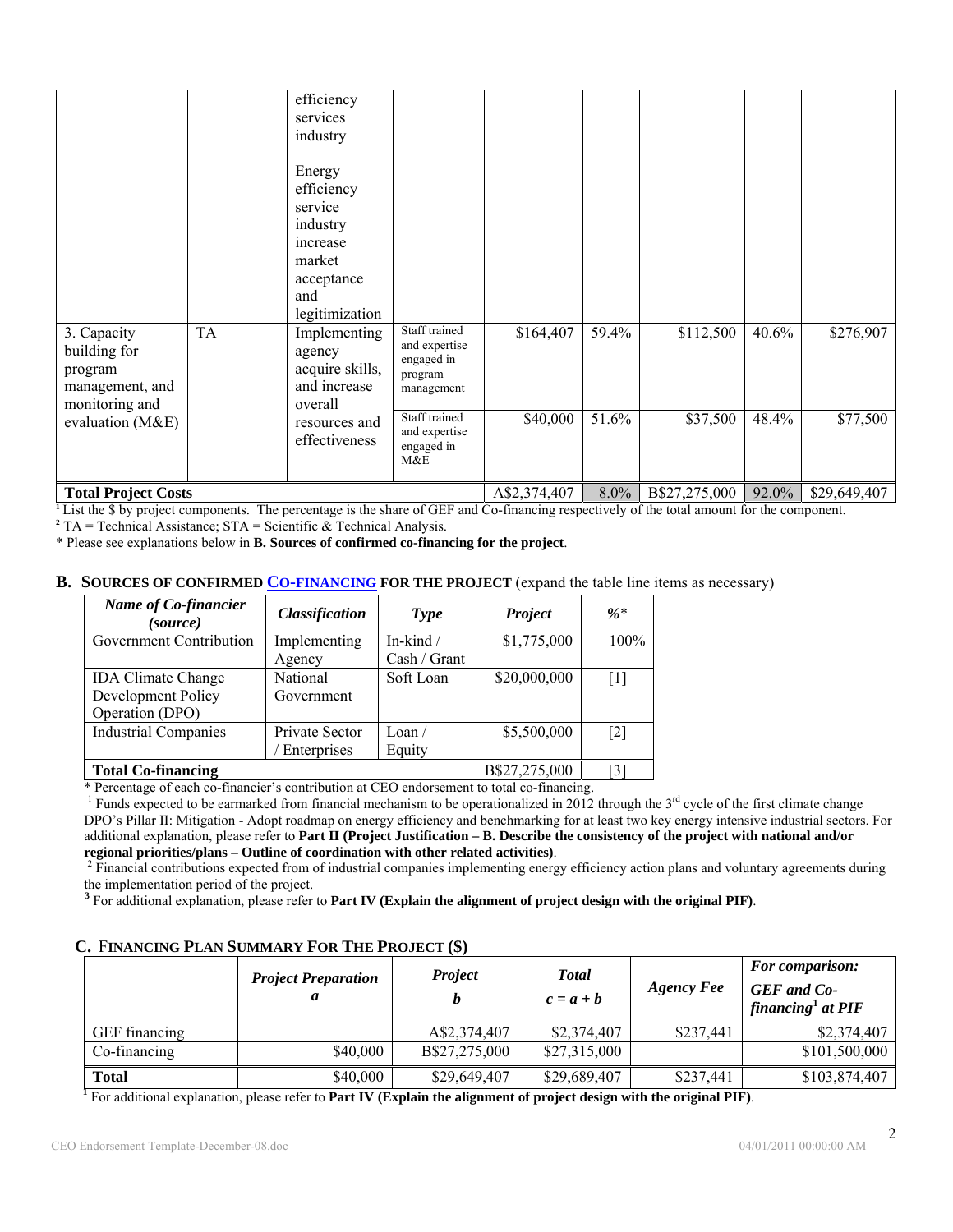| | | | | | | | | |
|---|---|---|---|---|---|---|---|---|
| | | efficiency services industry<br><br>Energy efficiency service industry increase market acceptance and legitimization | | | | | | |
| 3. Capacity building for program management, and monitoring and evaluation (M&E) | TA | Implementing agency acquire skills, and increase overall resources and effectiveness | Staff trained and expertise engaged in program management | $164,407 | 59.4% | $112,500 | 40.6% | $276,907 |
| | | | Staff trained and expertise engaged in M&E | $40,000 | 51.6% | $37,500 | 48.4% | $77,500 |
| **Total Project Costs** | | | | A$2,374,407 | 8.0% | B$27,275,000 | 92.0% | $29,649,407 |

[1] List the $ by project components. The percentage is the share of GEF and Co-financing respectively of the total amount for the component.
[2] TA = Technical Assistance; STA = Scientific & Technical Analysis.
* Please see explanations below in **B. Sources of confirmed co-financing for the project**.

## B. Sources of Confirmed Co-financing for the Project (expand the table line items as necessary)

| *Name of Co-financier (source)* | *Classification* | *Type* | *Project* | *%** |
|---|---|---|---|---|
| Government Contribution | Implementing Agency | In-kind / Cash / Grant | $1,775,000 | 100% |
| IDA Climate Change Development Policy Operation (DPO) | National Government | Soft Loan | $20,000,000 | [1] |
| Industrial Companies | Private Sector / Enterprises | Loan / Equity | $5,500,000 | [2] |
| **Total Co-financing** | | | B$27,275,000 | [3] |

* Percentage of each co-financier's contribution at CEO endorsement to total co-financing.
[1] Funds expected to be earmarked from financial mechanism to be operationalized in 2012 through the 3rd cycle of the first climate change DPO's Pillar II: Mitigation - Adopt roadmap on energy efficiency and benchmarking for at least two key energy intensive industrial sectors. For additional explanation, please refer to **Part II (Project Justification – B. Describe the consistency of the project with national and/or regional priorities/plans – Outline of coordination with other related activities)**.
[2] Financial contributions expected from of industrial companies implementing energy efficiency action plans and voluntary agreements during the implementation period of the project.
[3] For additional explanation, please refer to **Part IV (Explain the alignment of project design with the original PIF)**.

## C. Financing Plan Summary for the Project ($)

| | *Project Preparation a* | *Project b* | *Total c = a + b* | *Agency Fee* | *For comparison: GEF and Co-financing[1] at PIF* |
|---|---|---|---|---|---|
| GEF financing | | A$2,374,407 | $2,374,407 | $237,441 | $2,374,407 |
| Co-financing | $40,000 | B$27,275,000 | $27,315,000 | | $101,500,000 |
| **Total** | $40,000 | $29,649,407 | $29,689,407 | $237,441 | $103,874,407 |

[1] For additional explanation, please refer to **Part IV (Explain the alignment of project design with the original PIF)**.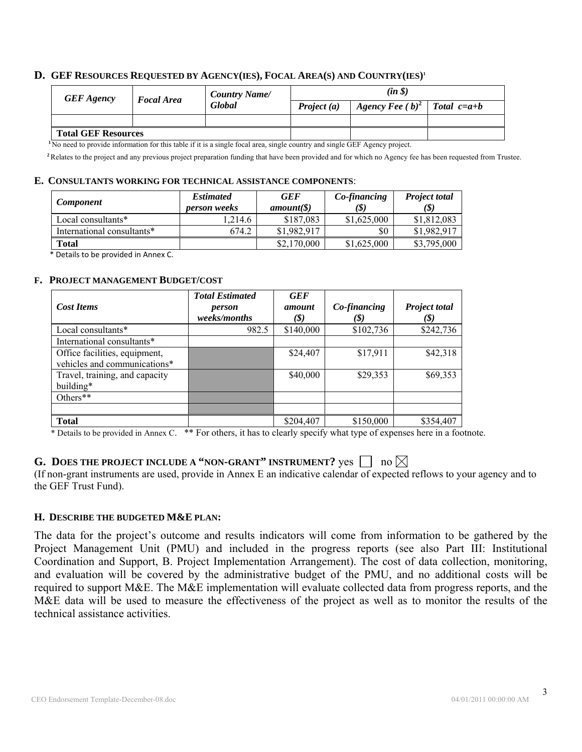## D. GEF Resources Requested by Agency(ies), Focal Area(s) and Country(ies)[1]

| *GEF Agency* | *Focal Area* | *Country Name/ Global* | *(in $)* | | |
|---|---|---|---|---|---|
| | | | ***Project (a)*** | ***Agency Fee ( b)***[2] | ***Total c=a+b*** |
| | | | | | |
| **Total GEF Resources** | | | | | |

[1] No need to provide information for this table if it is a single focal area, single country and single GEF Agency project.

[2] Relates to the project and any previous project preparation funding that have been provided and for which no Agency fee has been requested from Trustee.

## E. Consultants working for technical assistance components:

| *Component* | *Estimated person weeks* | *GEF amount($)* | *Co-financing ($)* | *Project total ($)* |
|---|---|---|---|---|
| Local consultants* | 1,214.6 | $187,083 | $1,625,000 | $1,812,083 |
| International consultants* | 674.2 | $1,982,917 | $0 | $1,982,917 |
| **Total** | | $2,170,000 | $1,625,000 | $3,795,000 |

\* Details to be provided in Annex C.

## F. Project management Budget/cost

| *Cost Items* | *Total Estimated person weeks/months* | *GEF amount ($)* | *Co-financing ($)* | *Project total ($)* |
|---|---|---|---|---|
| Local consultants* | 982.5 | $140,000 | $102,736 | $242,736 |
| International consultants* | | | | |
| Office facilities, equipment, vehicles and communications* | | $24,407 | $17,911 | $42,318 |
| Travel, training, and capacity building* | | $40,000 | $29,353 | $69,353 |
| Others** | | | | |
| | | | | |
| **Total** | | $204,407 | $150,000 | $354,407 |

\* Details to be provided in Annex C. ** For others, it has to clearly specify what type of expenses here in a footnote.

## G. Does the project include a "non-grant" instrument? yes ☐ no ☒

(If non-grant instruments are used, provide in Annex E an indicative calendar of expected reflows to your agency and to the GEF Trust Fund).

## H. Describe the budgeted M&E plan:

The data for the project's outcome and results indicators will come from information to be gathered by the Project Management Unit (PMU) and included in the progress reports (see also Part III: Institutional Coordination and Support, B. Project Implementation Arrangement). The cost of data collection, monitoring, and evaluation will be covered by the administrative budget of the PMU, and no additional costs will be required to support M&E. The M&E implementation will evaluate collected data from progress reports, and the M&E data will be used to measure the effectiveness of the project as well as to monitor the results of the technical assistance activities.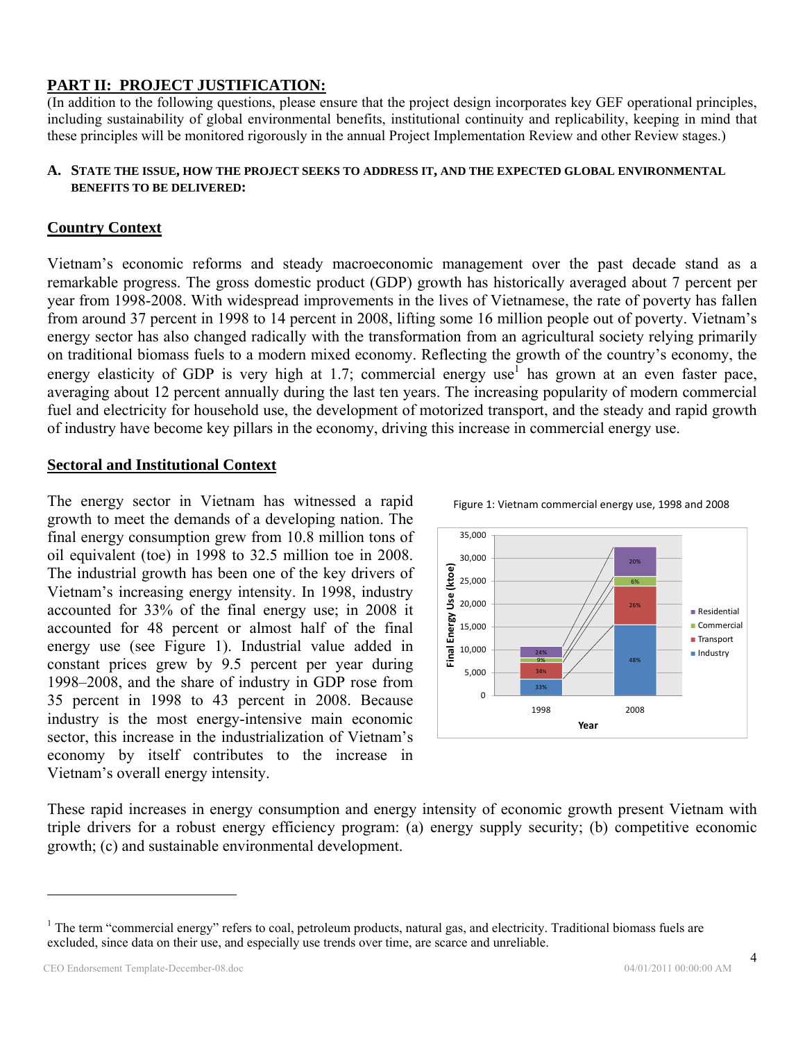## PART II: PROJECT JUSTIFICATION:

(In addition to the following questions, please ensure that the project design incorporates key GEF operational principles, including sustainability of global environmental benefits, institutional continuity and replicability, keeping in mind that these principles will be monitored rigorously in the annual Project Implementation Review and other Review stages.)

### A. STATE THE ISSUE, HOW THE PROJECT SEEKS TO ADDRESS IT, AND THE EXPECTED GLOBAL ENVIRONMENTAL BENEFITS TO BE DELIVERED:

#### Country Context

Vietnam's economic reforms and steady macroeconomic management over the past decade stand as a remarkable progress. The gross domestic product (GDP) growth has historically averaged about 7 percent per year from 1998-2008. With widespread improvements in the lives of Vietnamese, the rate of poverty has fallen from around 37 percent in 1998 to 14 percent in 2008, lifting some 16 million people out of poverty. Vietnam's energy sector has also changed radically with the transformation from an agricultural society relying primarily on traditional biomass fuels to a modern mixed economy. Reflecting the growth of the country's economy, the energy elasticity of GDP is very high at 1.7; commercial energy use[1] has grown at an even faster pace, averaging about 12 percent annually during the last ten years. The increasing popularity of modern commercial fuel and electricity for household use, the development of motorized transport, and the steady and rapid growth of industry have become key pillars in the economy, driving this increase in commercial energy use.

#### Sectoral and Institutional Context

The energy sector in Vietnam has witnessed a rapid growth to meet the demands of a developing nation. The final energy consumption grew from 10.8 million tons of oil equivalent (toe) in 1998 to 32.5 million toe in 2008. The industrial growth has been one of the key drivers of Vietnam's increasing energy intensity. In 1998, industry accounted for 33% of the final energy use; in 2008 it accounted for 48 percent or almost half of the final energy use (see Figure 1). Industrial value added in constant prices grew by 9.5 percent per year during 1998–2008, and the share of industry in GDP rose from 35 percent in 1998 to 43 percent in 2008. Because industry is the most energy-intensive main economic sector, this increase in the industrialization of Vietnam's economy by itself contributes to the increase in Vietnam's overall energy intensity.

Figure 1: Vietnam commercial energy use, 1998 and 2008

| Year | Industry | Transport | Commercial | Residential |
|---|---|---|---|---|
| 1998 | 33% | 34% | 9% | 24% |
| 2008 | 48% | 26% | 6% | 20% |

These rapid increases in energy consumption and energy intensity of economic growth present Vietnam with triple drivers for a robust energy efficiency program: (a) energy supply security; (b) competitive economic growth; (c) and sustainable environmental development.

[1] The term "commercial energy" refers to coal, petroleum products, natural gas, and electricity. Traditional biomass fuels are excluded, since data on their use, and especially use trends over time, are scarce and unreliable.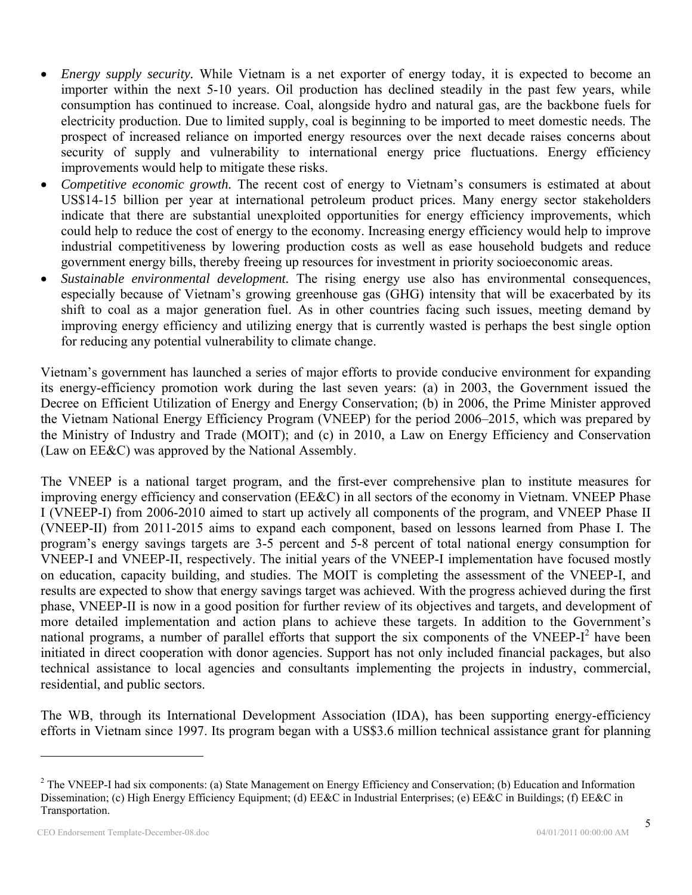- *Energy supply security.* While Vietnam is a net exporter of energy today, it is expected to become an importer within the next 5-10 years. Oil production has declined steadily in the past few years, while consumption has continued to increase. Coal, alongside hydro and natural gas, are the backbone fuels for electricity production. Due to limited supply, coal is beginning to be imported to meet domestic needs. The prospect of increased reliance on imported energy resources over the next decade raises concerns about security of supply and vulnerability to international energy price fluctuations. Energy efficiency improvements would help to mitigate these risks.
- *Competitive economic growth.* The recent cost of energy to Vietnam's consumers is estimated at about US$14-15 billion per year at international petroleum product prices. Many energy sector stakeholders indicate that there are substantial unexploited opportunities for energy efficiency improvements, which could help to reduce the cost of energy to the economy. Increasing energy efficiency would help to improve industrial competitiveness by lowering production costs as well as ease household budgets and reduce government energy bills, thereby freeing up resources for investment in priority socioeconomic areas.
- *Sustainable environmental development.* The rising energy use also has environmental consequences, especially because of Vietnam's growing greenhouse gas (GHG) intensity that will be exacerbated by its shift to coal as a major generation fuel. As in other countries facing such issues, meeting demand by improving energy efficiency and utilizing energy that is currently wasted is perhaps the best single option for reducing any potential vulnerability to climate change.

Vietnam's government has launched a series of major efforts to provide conducive environment for expanding its energy-efficiency promotion work during the last seven years: (a) in 2003, the Government issued the Decree on Efficient Utilization of Energy and Energy Conservation; (b) in 2006, the Prime Minister approved the Vietnam National Energy Efficiency Program (VNEEP) for the period 2006–2015, which was prepared by the Ministry of Industry and Trade (MOIT); and (c) in 2010, a Law on Energy Efficiency and Conservation (Law on EE&C) was approved by the National Assembly.

The VNEEP is a national target program, and the first-ever comprehensive plan to institute measures for improving energy efficiency and conservation (EE&C) in all sectors of the economy in Vietnam. VNEEP Phase I (VNEEP-I) from 2006-2010 aimed to start up actively all components of the program, and VNEEP Phase II (VNEEP-II) from 2011-2015 aims to expand each component, based on lessons learned from Phase I. The program's energy savings targets are 3-5 percent and 5-8 percent of total national energy consumption for VNEEP-I and VNEEP-II, respectively. The initial years of the VNEEP-I implementation have focused mostly on education, capacity building, and studies. The MOIT is completing the assessment of the VNEEP-I, and results are expected to show that energy savings target was achieved. With the progress achieved during the first phase, VNEEP-II is now in a good position for further review of its objectives and targets, and development of more detailed implementation and action plans to achieve these targets. In addition to the Government's national programs, a number of parallel efforts that support the six components of the VNEEP-I[2] have been initiated in direct cooperation with donor agencies. Support has not only included financial packages, but also technical assistance to local agencies and consultants implementing the projects in industry, commercial, residential, and public sectors.

The WB, through its International Development Association (IDA), has been supporting energy-efficiency efforts in Vietnam since 1997. Its program began with a US$3.6 million technical assistance grant for planning

---

[2] The VNEEP-I had six components: (a) State Management on Energy Efficiency and Conservation; (b) Education and Information Dissemination; (c) High Energy Efficiency Equipment; (d) EE&C in Industrial Enterprises; (e) EE&C in Buildings; (f) EE&C in Transportation.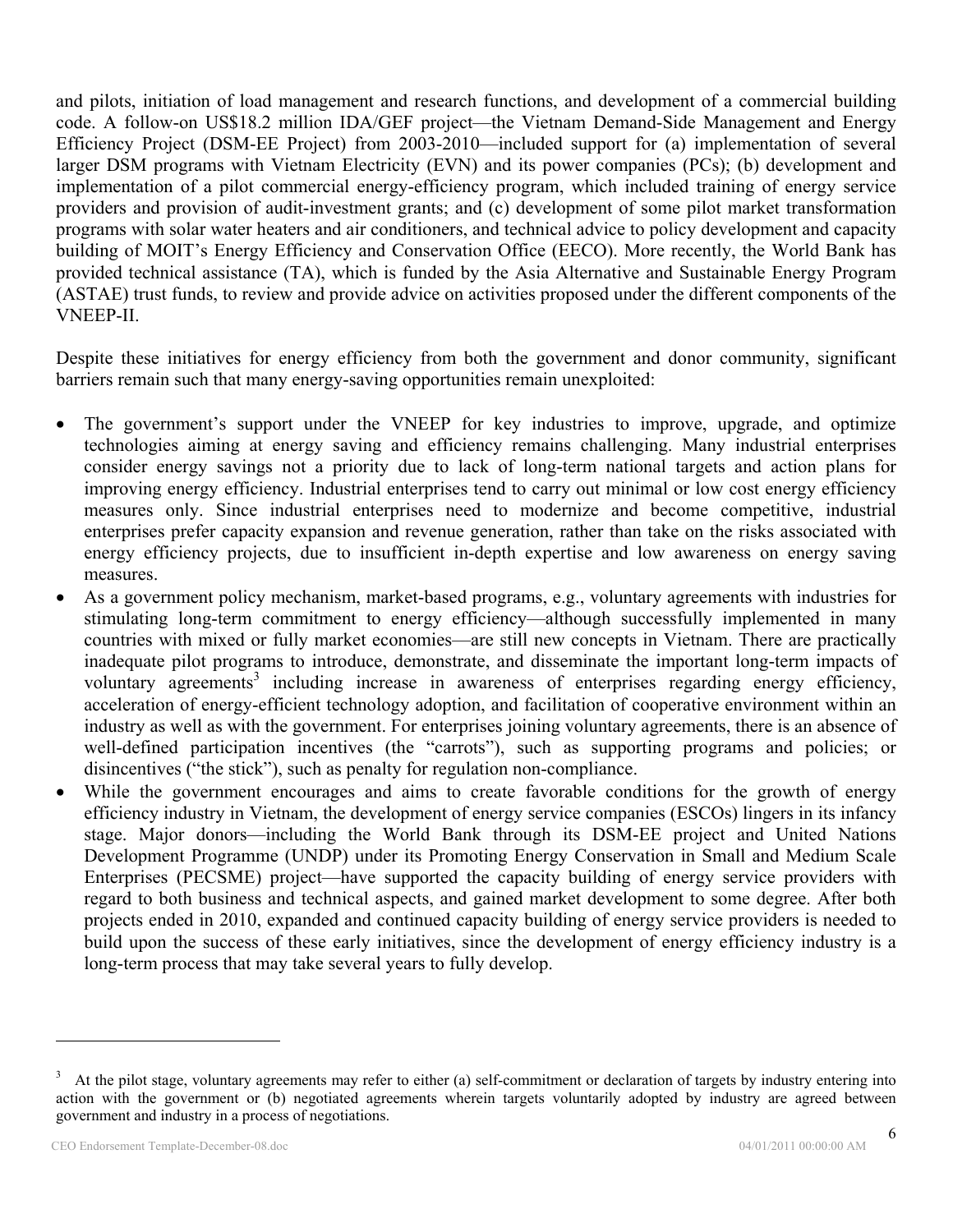and pilots, initiation of load management and research functions, and development of a commercial building code. A follow-on US$18.2 million IDA/GEF project—the Vietnam Demand-Side Management and Energy Efficiency Project (DSM-EE Project) from 2003-2010—included support for (a) implementation of several larger DSM programs with Vietnam Electricity (EVN) and its power companies (PCs); (b) development and implementation of a pilot commercial energy-efficiency program, which included training of energy service providers and provision of audit-investment grants; and (c) development of some pilot market transformation programs with solar water heaters and air conditioners, and technical advice to policy development and capacity building of MOIT's Energy Efficiency and Conservation Office (EECO). More recently, the World Bank has provided technical assistance (TA), which is funded by the Asia Alternative and Sustainable Energy Program (ASTAE) trust funds, to review and provide advice on activities proposed under the different components of the VNEEP-II.

Despite these initiatives for energy efficiency from both the government and donor community, significant barriers remain such that many energy-saving opportunities remain unexploited:

- The government's support under the VNEEP for key industries to improve, upgrade, and optimize technologies aiming at energy saving and efficiency remains challenging. Many industrial enterprises consider energy savings not a priority due to lack of long-term national targets and action plans for improving energy efficiency. Industrial enterprises tend to carry out minimal or low cost energy efficiency measures only. Since industrial enterprises need to modernize and become competitive, industrial enterprises prefer capacity expansion and revenue generation, rather than take on the risks associated with energy efficiency projects, due to insufficient in-depth expertise and low awareness on energy saving measures.
- As a government policy mechanism, market-based programs, e.g., voluntary agreements with industries for stimulating long-term commitment to energy efficiency—although successfully implemented in many countries with mixed or fully market economies—are still new concepts in Vietnam. There are practically inadequate pilot programs to introduce, demonstrate, and disseminate the important long-term impacts of voluntary agreements[3] including increase in awareness of enterprises regarding energy efficiency, acceleration of energy-efficient technology adoption, and facilitation of cooperative environment within an industry as well as with the government. For enterprises joining voluntary agreements, there is an absence of well-defined participation incentives (the "carrots"), such as supporting programs and policies; or disincentives ("the stick"), such as penalty for regulation non-compliance.
- While the government encourages and aims to create favorable conditions for the growth of energy efficiency industry in Vietnam, the development of energy service companies (ESCOs) lingers in its infancy stage. Major donors—including the World Bank through its DSM-EE project and United Nations Development Programme (UNDP) under its Promoting Energy Conservation in Small and Medium Scale Enterprises (PECSME) project—have supported the capacity building of energy service providers with regard to both business and technical aspects, and gained market development to some degree. After both projects ended in 2010, expanded and continued capacity building of energy service providers is needed to build upon the success of these early initiatives, since the development of energy efficiency industry is a long-term process that may take several years to fully develop.

---

[3] At the pilot stage, voluntary agreements may refer to either (a) self-commitment or declaration of targets by industry entering into action with the government or (b) negotiated agreements wherein targets voluntarily adopted by industry are agreed between government and industry in a process of negotiations.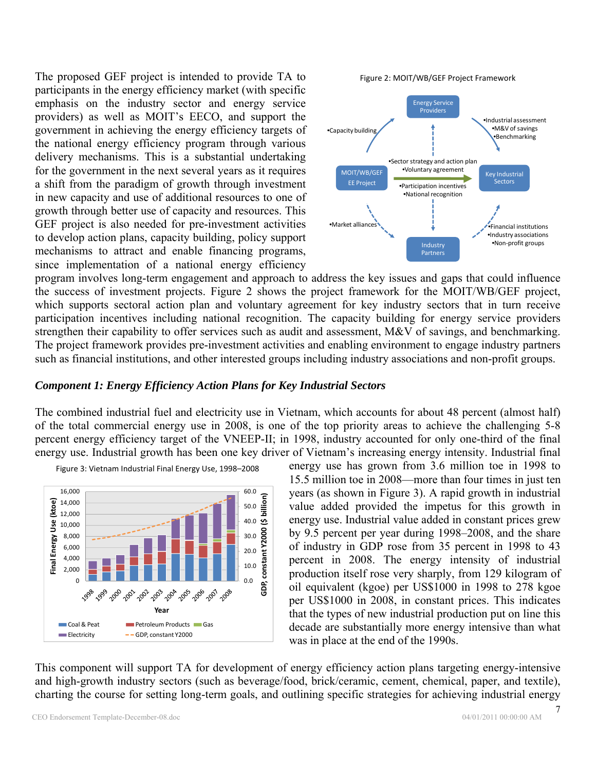The proposed GEF project is intended to provide TA to participants in the energy efficiency market (with specific emphasis on the industry sector and energy service providers) as well as MOIT's EECO, and support the government in achieving the energy efficiency targets of the national energy efficiency program through various delivery mechanisms. This is a substantial undertaking for the government in the next several years as it requires a shift from the paradigm of growth through investment in new capacity and use of additional resources to one of growth through better use of capacity and resources. This GEF project is also needed for pre-investment activities to develop action plans, capacity building, policy support mechanisms to attract and enable financing programs, since implementation of a national energy efficiency program involves long-term engagement and approach to address the key issues and gaps that could influence the success of investment projects. Figure 2 shows the project framework for the MOIT/WB/GEF project, which supports sectoral action plan and voluntary agreement for key industry sectors that in turn receive participation incentives including national recognition. The capacity building for energy service providers strengthen their capability to offer services such as audit and assessment, M&V of savings, and benchmarking. The project framework provides pre-investment activities and enabling environment to engage industry partners such as financial institutions, and other interested groups including industry associations and non-profit groups.

Figure 2: MOIT/WB/GEF Project Framework

### *Component 1: Energy Efficiency Action Plans for Key Industrial Sectors*

The combined industrial fuel and electricity use in Vietnam, which accounts for about 48 percent (almost half) of the total commercial energy use in 2008, is one of the top priority areas to achieve the challenging 5-8 percent energy efficiency target of the VNEEP-II; in 1998, industry accounted for only one-third of the final energy use. Industrial growth has been one key driver of Vietnam's increasing energy intensity. Industrial final energy use has grown from 3.6 million toe in 1998 to 15.5 million toe in 2008—more than four times in just ten years (as shown in Figure 3). A rapid growth in industrial value added provided the impetus for this growth in energy use. Industrial value added in constant prices grew by 9.5 percent per year during 1998–2008, and the share of industry in GDP rose from 35 percent in 1998 to 43 percent in 2008. The energy intensity of industrial production itself rose very sharply, from 129 kilogram of oil equivalent (kgoe) per US$1000 in 1998 to 278 kgoe per US$1000 in 2008, in constant prices. This indicates that the types of new industrial production put on line this decade are substantially more energy intensive than what was in place at the end of the 1990s.

Figure 3: Vietnam Industrial Final Energy Use, 1998–2008

This component will support TA for development of energy efficiency action plans targeting energy-intensive and high-growth industry sectors (such as beverage/food, brick/ceramic, cement, chemical, paper, and textile), charting the course for setting long-term goals, and outlining specific strategies for achieving industrial energy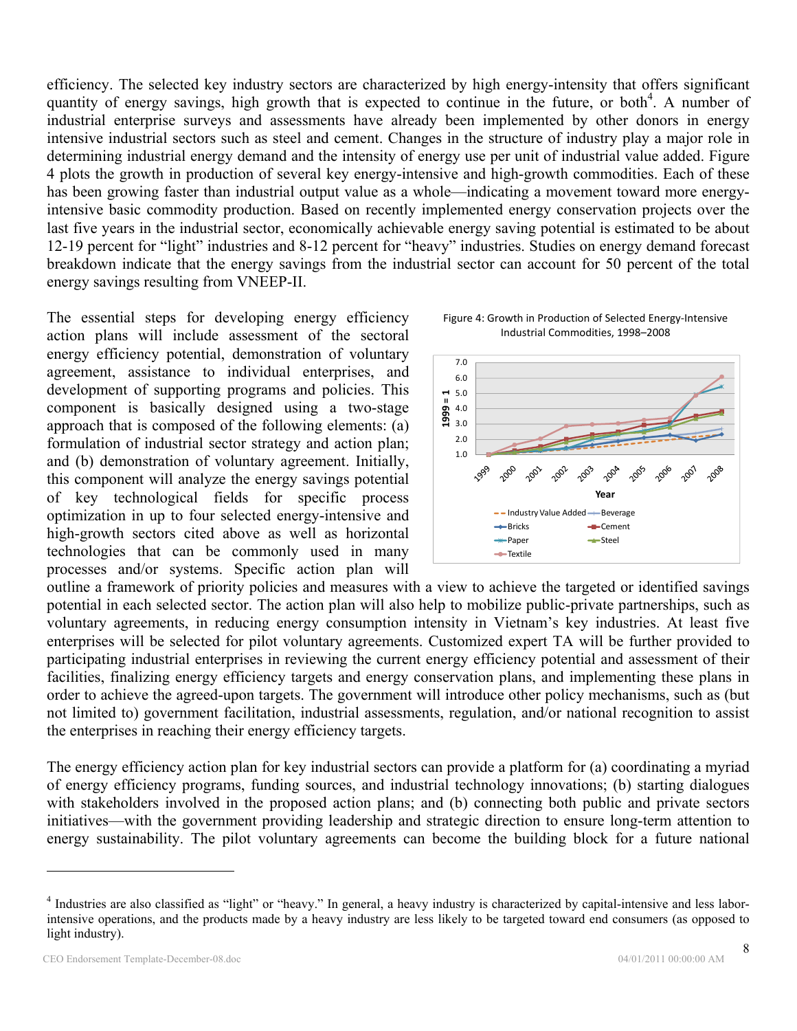efficiency. The selected key industry sectors are characterized by high energy-intensity that offers significant quantity of energy savings, high growth that is expected to continue in the future, or both[4]. A number of industrial enterprise surveys and assessments have already been implemented by other donors in energy intensive industrial sectors such as steel and cement. Changes in the structure of industry play a major role in determining industrial energy demand and the intensity of energy use per unit of industrial value added. Figure 4 plots the growth in production of several key energy-intensive and high-growth commodities. Each of these has been growing faster than industrial output value as a whole—indicating a movement toward more energy-intensive basic commodity production. Based on recently implemented energy conservation projects over the last five years in the industrial sector, economically achievable energy saving potential is estimated to be about 12-19 percent for "light" industries and 8-12 percent for "heavy" industries. Studies on energy demand forecast breakdown indicate that the energy savings from the industrial sector can account for 50 percent of the total energy savings resulting from VNEEP-II.

The essential steps for developing energy efficiency action plans will include assessment of the sectoral energy efficiency potential, demonstration of voluntary agreement, assistance to individual enterprises, and development of supporting programs and policies. This component is basically designed using a two-stage approach that is composed of the following elements: (a) formulation of industrial sector strategy and action plan; and (b) demonstration of voluntary agreement. Initially, this component will analyze the energy savings potential of key technological fields for specific process optimization in up to four selected energy-intensive and high-growth sectors cited above as well as horizontal technologies that can be commonly used in many processes and/or systems. Specific action plan will outline a framework of priority policies and measures with a view to achieve the targeted or identified savings potential in each selected sector. The action plan will also help to mobilize public-private partnerships, such as voluntary agreements, in reducing energy consumption intensity in Vietnam's key industries. At least five enterprises will be selected for pilot voluntary agreements. Customized expert TA will be further provided to participating industrial enterprises in reviewing the current energy efficiency potential and assessment of their facilities, finalizing energy efficiency targets and energy conservation plans, and implementing these plans in order to achieve the agreed-upon targets. The government will introduce other policy mechanisms, such as (but not limited to) government facilitation, industrial assessments, regulation, and/or national recognition to assist the enterprises in reaching their energy efficiency targets.

Figure 4: Growth in Production of Selected Energy-Intensive Industrial Commodities, 1998–2008

The energy efficiency action plan for key industrial sectors can provide a platform for (a) coordinating a myriad of energy efficiency programs, funding sources, and industrial technology innovations; (b) starting dialogues with stakeholders involved in the proposed action plans; and (b) connecting both public and private sectors initiatives—with the government providing leadership and strategic direction to ensure long-term attention to energy sustainability. The pilot voluntary agreements can become the building block for a future national

[4] Industries are also classified as "light" or "heavy." In general, a heavy industry is characterized by capital-intensive and less labor-intensive operations, and the products made by a heavy industry are less likely to be targeted toward end consumers (as opposed to light industry).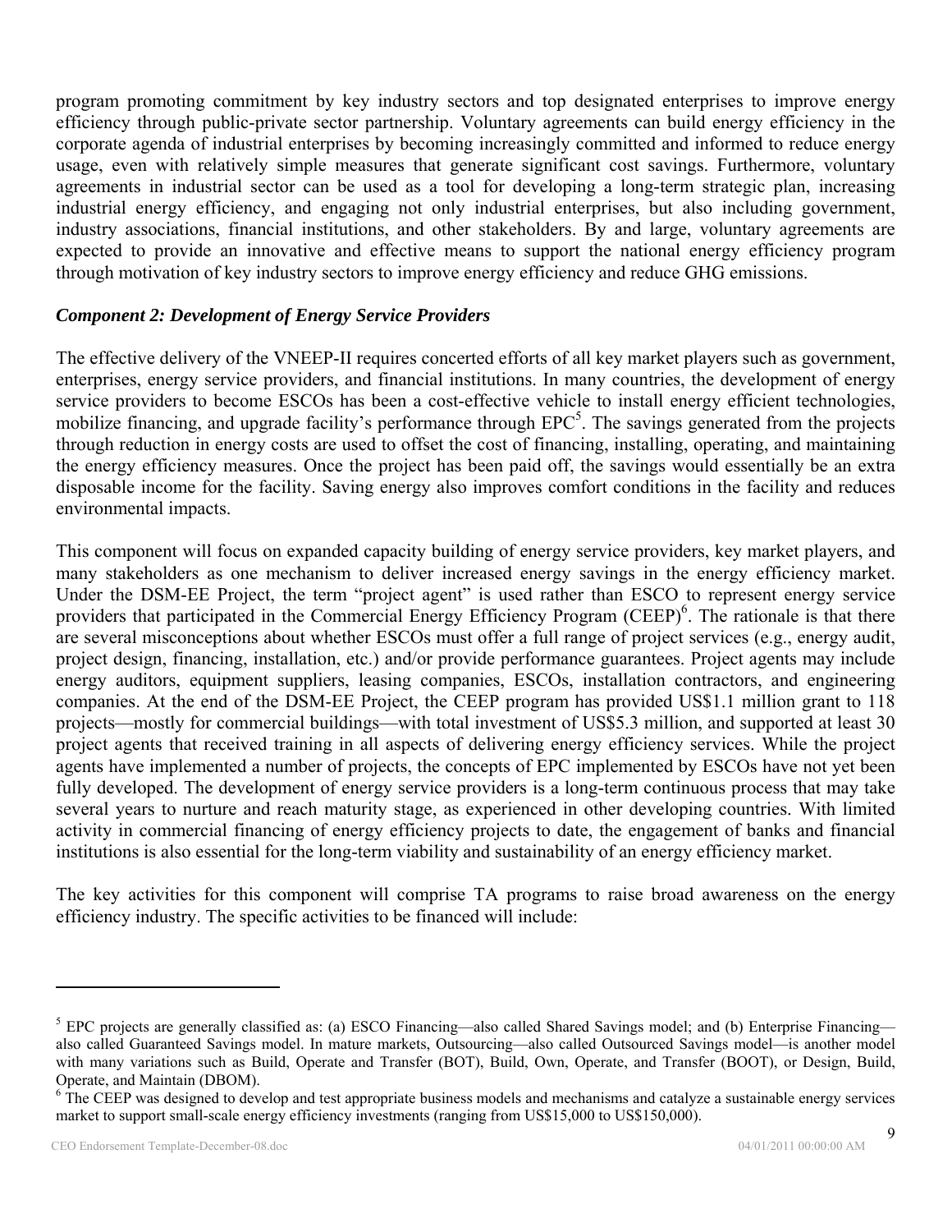program promoting commitment by key industry sectors and top designated enterprises to improve energy efficiency through public-private sector partnership. Voluntary agreements can build energy efficiency in the corporate agenda of industrial enterprises by becoming increasingly committed and informed to reduce energy usage, even with relatively simple measures that generate significant cost savings. Furthermore, voluntary agreements in industrial sector can be used as a tool for developing a long-term strategic plan, increasing industrial energy efficiency, and engaging not only industrial enterprises, but also including government, industry associations, financial institutions, and other stakeholders. By and large, voluntary agreements are expected to provide an innovative and effective means to support the national energy efficiency program through motivation of key industry sectors to improve energy efficiency and reduce GHG emissions.

***Component 2: Development of Energy Service Providers***

The effective delivery of the VNEEP-II requires concerted efforts of all key market players such as government, enterprises, energy service providers, and financial institutions. In many countries, the development of energy service providers to become ESCOs has been a cost-effective vehicle to install energy efficient technologies, mobilize financing, and upgrade facility's performance through EPC[5]. The savings generated from the projects through reduction in energy costs are used to offset the cost of financing, installing, operating, and maintaining the energy efficiency measures. Once the project has been paid off, the savings would essentially be an extra disposable income for the facility. Saving energy also improves comfort conditions in the facility and reduces environmental impacts.

This component will focus on expanded capacity building of energy service providers, key market players, and many stakeholders as one mechanism to deliver increased energy savings in the energy efficiency market. Under the DSM-EE Project, the term "project agent" is used rather than ESCO to represent energy service providers that participated in the Commercial Energy Efficiency Program (CEEP)[6]. The rationale is that there are several misconceptions about whether ESCOs must offer a full range of project services (e.g., energy audit, project design, financing, installation, etc.) and/or provide performance guarantees. Project agents may include energy auditors, equipment suppliers, leasing companies, ESCOs, installation contractors, and engineering companies. At the end of the DSM-EE Project, the CEEP program has provided US$1.1 million grant to 118 projects—mostly for commercial buildings—with total investment of US$5.3 million, and supported at least 30 project agents that received training in all aspects of delivering energy efficiency services. While the project agents have implemented a number of projects, the concepts of EPC implemented by ESCOs have not yet been fully developed. The development of energy service providers is a long-term continuous process that may take several years to nurture and reach maturity stage, as experienced in other developing countries. With limited activity in commercial financing of energy efficiency projects to date, the engagement of banks and financial institutions is also essential for the long-term viability and sustainability of an energy efficiency market.

The key activities for this component will comprise TA programs to raise broad awareness on the energy efficiency industry. The specific activities to be financed will include:

---

[5] EPC projects are generally classified as: (a) ESCO Financing—also called Shared Savings model; and (b) Enterprise Financing—also called Guaranteed Savings model. In mature markets, Outsourcing—also called Outsourced Savings model—is another model with many variations such as Build, Operate and Transfer (BOT), Build, Own, Operate, and Transfer (BOOT), or Design, Build, Operate, and Maintain (DBOM).

[6] The CEEP was designed to develop and test appropriate business models and mechanisms and catalyze a sustainable energy services market to support small-scale energy efficiency investments (ranging from US$15,000 to US$150,000).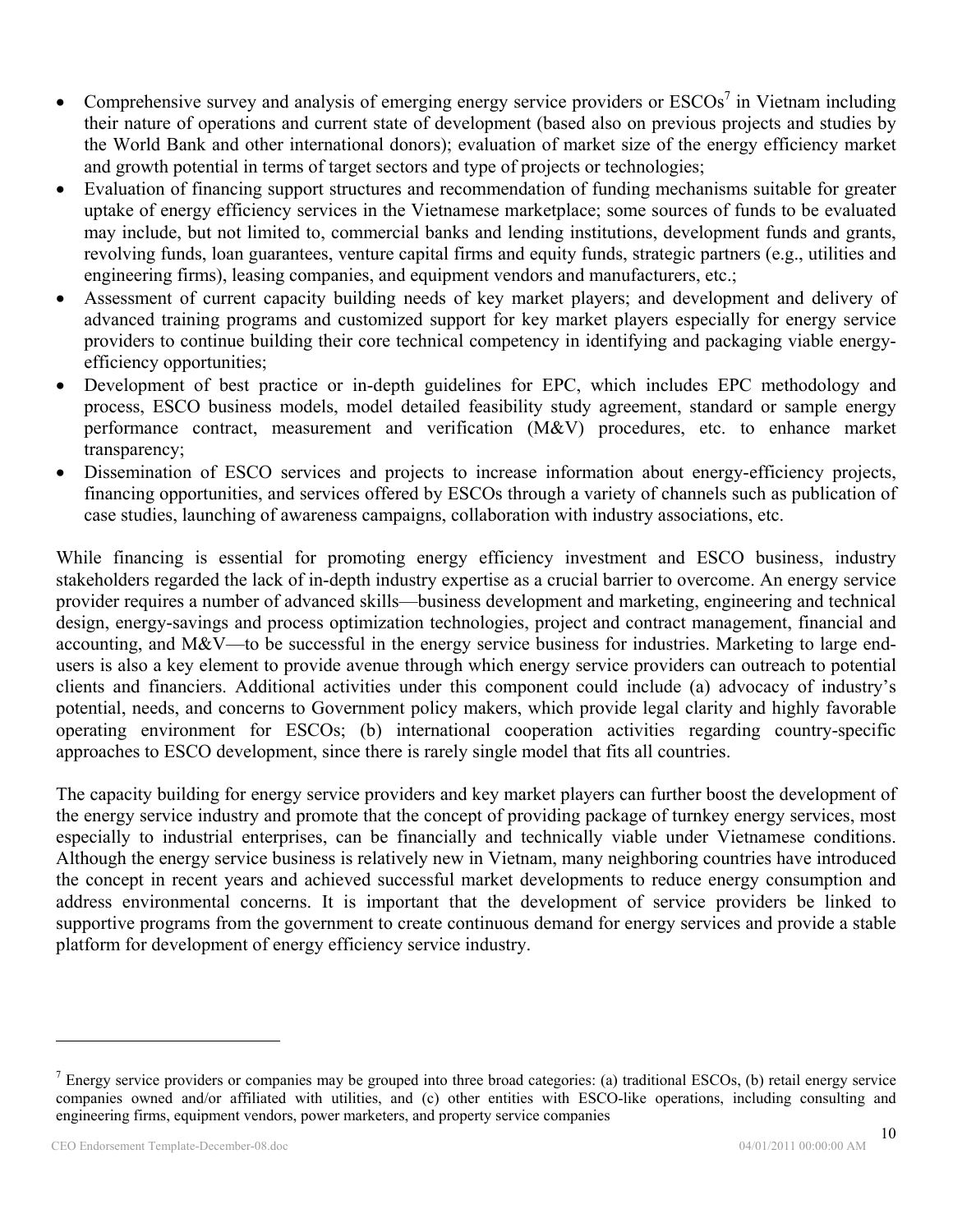- Comprehensive survey and analysis of emerging energy service providers or ESCOs[7] in Vietnam including their nature of operations and current state of development (based also on previous projects and studies by the World Bank and other international donors); evaluation of market size of the energy efficiency market and growth potential in terms of target sectors and type of projects or technologies;
- Evaluation of financing support structures and recommendation of funding mechanisms suitable for greater uptake of energy efficiency services in the Vietnamese marketplace; some sources of funds to be evaluated may include, but not limited to, commercial banks and lending institutions, development funds and grants, revolving funds, loan guarantees, venture capital firms and equity funds, strategic partners (e.g., utilities and engineering firms), leasing companies, and equipment vendors and manufacturers, etc.;
- Assessment of current capacity building needs of key market players; and development and delivery of advanced training programs and customized support for key market players especially for energy service providers to continue building their core technical competency in identifying and packaging viable energy-efficiency opportunities;
- Development of best practice or in-depth guidelines for EPC, which includes EPC methodology and process, ESCO business models, model detailed feasibility study agreement, standard or sample energy performance contract, measurement and verification (M&V) procedures, etc. to enhance market transparency;
- Dissemination of ESCO services and projects to increase information about energy-efficiency projects, financing opportunities, and services offered by ESCOs through a variety of channels such as publication of case studies, launching of awareness campaigns, collaboration with industry associations, etc.

While financing is essential for promoting energy efficiency investment and ESCO business, industry stakeholders regarded the lack of in-depth industry expertise as a crucial barrier to overcome. An energy service provider requires a number of advanced skills—business development and marketing, engineering and technical design, energy-savings and process optimization technologies, project and contract management, financial and accounting, and M&V—to be successful in the energy service business for industries. Marketing to large end-users is also a key element to provide avenue through which energy service providers can outreach to potential clients and financiers. Additional activities under this component could include (a) advocacy of industry's potential, needs, and concerns to Government policy makers, which provide legal clarity and highly favorable operating environment for ESCOs; (b) international cooperation activities regarding country-specific approaches to ESCO development, since there is rarely single model that fits all countries.

The capacity building for energy service providers and key market players can further boost the development of the energy service industry and promote that the concept of providing package of turnkey energy services, most especially to industrial enterprises, can be financially and technically viable under Vietnamese conditions. Although the energy service business is relatively new in Vietnam, many neighboring countries have introduced the concept in recent years and achieved successful market developments to reduce energy consumption and address environmental concerns. It is important that the development of service providers be linked to supportive programs from the government to create continuous demand for energy services and provide a stable platform for development of energy efficiency service industry.

---

[7] Energy service providers or companies may be grouped into three broad categories: (a) traditional ESCOs, (b) retail energy service companies owned and/or affiliated with utilities, and (c) other entities with ESCO-like operations, including consulting and engineering firms, equipment vendors, power marketers, and property service companies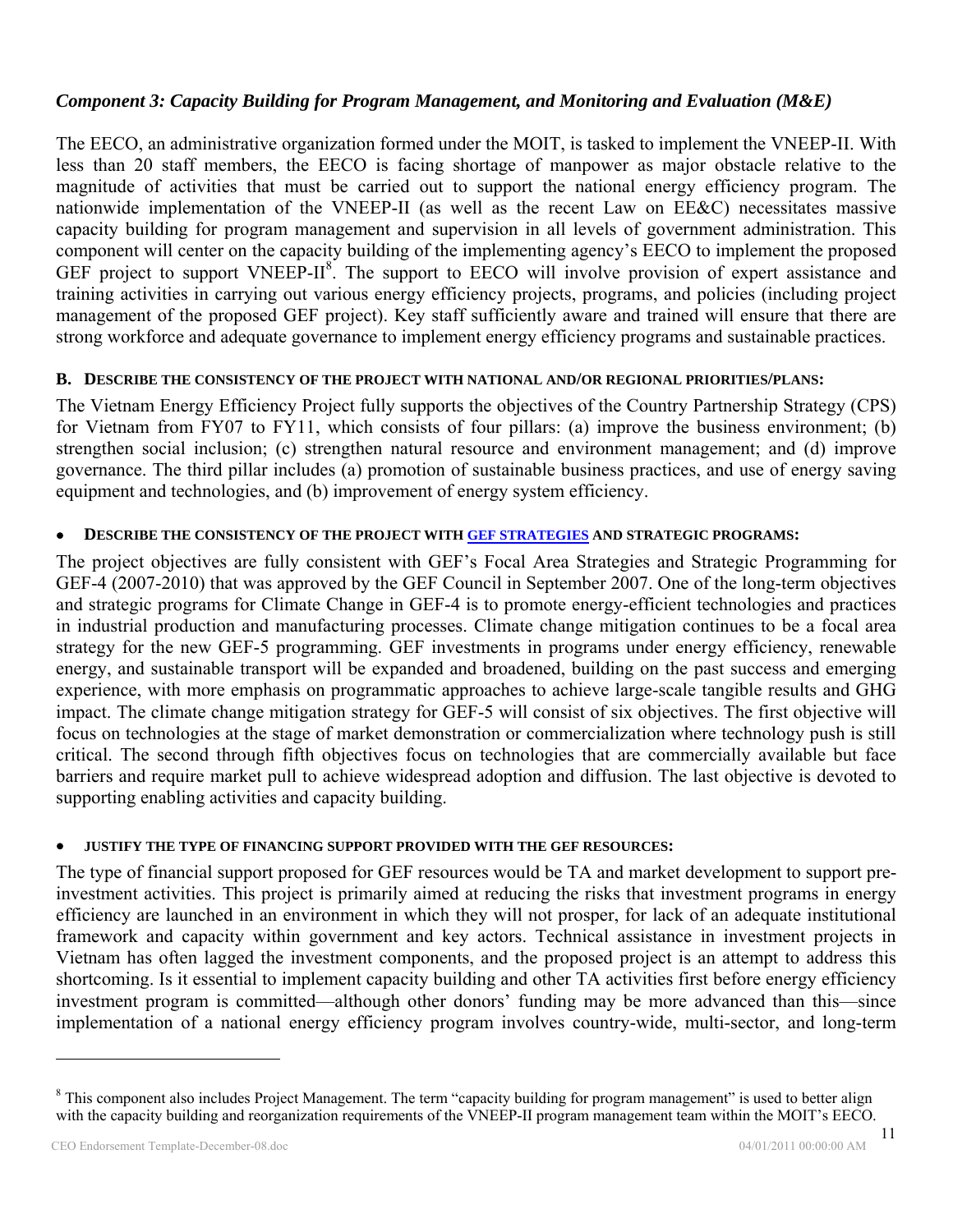### *Component 3: Capacity Building for Program Management, and Monitoring and Evaluation (M&E)*

The EECO, an administrative organization formed under the MOIT, is tasked to implement the VNEEP-II. With less than 20 staff members, the EECO is facing shortage of manpower as major obstacle relative to the magnitude of activities that must be carried out to support the national energy efficiency program. The nationwide implementation of the VNEEP-II (as well as the recent Law on EE&C) necessitates massive capacity building for program management and supervision in all levels of government administration. This component will center on the capacity building of the implementing agency's EECO to implement the proposed GEF project to support VNEEP-II[8]. The support to EECO will involve provision of expert assistance and training activities in carrying out various energy efficiency projects, programs, and policies (including project management of the proposed GEF project). Key staff sufficiently aware and trained will ensure that there are strong workforce and adequate governance to implement energy efficiency programs and sustainable practices.

#### B. Describe the consistency of the project with national and/or regional priorities/plans:

The Vietnam Energy Efficiency Project fully supports the objectives of the Country Partnership Strategy (CPS) for Vietnam from FY07 to FY11, which consists of four pillars: (a) improve the business environment; (b) strengthen social inclusion; (c) strengthen natural resource and environment management; and (d) improve governance. The third pillar includes (a) promotion of sustainable business practices, and use of energy saving equipment and technologies, and (b) improvement of energy system efficiency.

- **Describe the consistency of the project with GEF strategies and strategic programs:**

The project objectives are fully consistent with GEF's Focal Area Strategies and Strategic Programming for GEF-4 (2007-2010) that was approved by the GEF Council in September 2007. One of the long-term objectives and strategic programs for Climate Change in GEF-4 is to promote energy-efficient technologies and practices in industrial production and manufacturing processes. Climate change mitigation continues to be a focal area strategy for the new GEF-5 programming. GEF investments in programs under energy efficiency, renewable energy, and sustainable transport will be expanded and broadened, building on the past success and emerging experience, with more emphasis on programmatic approaches to achieve large-scale tangible results and GHG impact. The climate change mitigation strategy for GEF-5 will consist of six objectives. The first objective will focus on technologies at the stage of market demonstration or commercialization where technology push is still critical. The second through fifth objectives focus on technologies that are commercially available but face barriers and require market pull to achieve widespread adoption and diffusion. The last objective is devoted to supporting enabling activities and capacity building.

- **Justify the type of financing support provided with the GEF resources:**

The type of financial support proposed for GEF resources would be TA and market development to support pre-investment activities. This project is primarily aimed at reducing the risks that investment programs in energy efficiency are launched in an environment in which they will not prosper, for lack of an adequate institutional framework and capacity within government and key actors. Technical assistance in investment projects in Vietnam has often lagged the investment components, and the proposed project is an attempt to address this shortcoming. Is it essential to implement capacity building and other TA activities first before energy efficiency investment program is committed—although other donors' funding may be more advanced than this—since implementation of a national energy efficiency program involves country-wide, multi-sector, and long-term

---

[8] This component also includes Project Management. The term "capacity building for program management" is used to better align with the capacity building and reorganization requirements of the VNEEP-II program management team within the MOIT's EECO.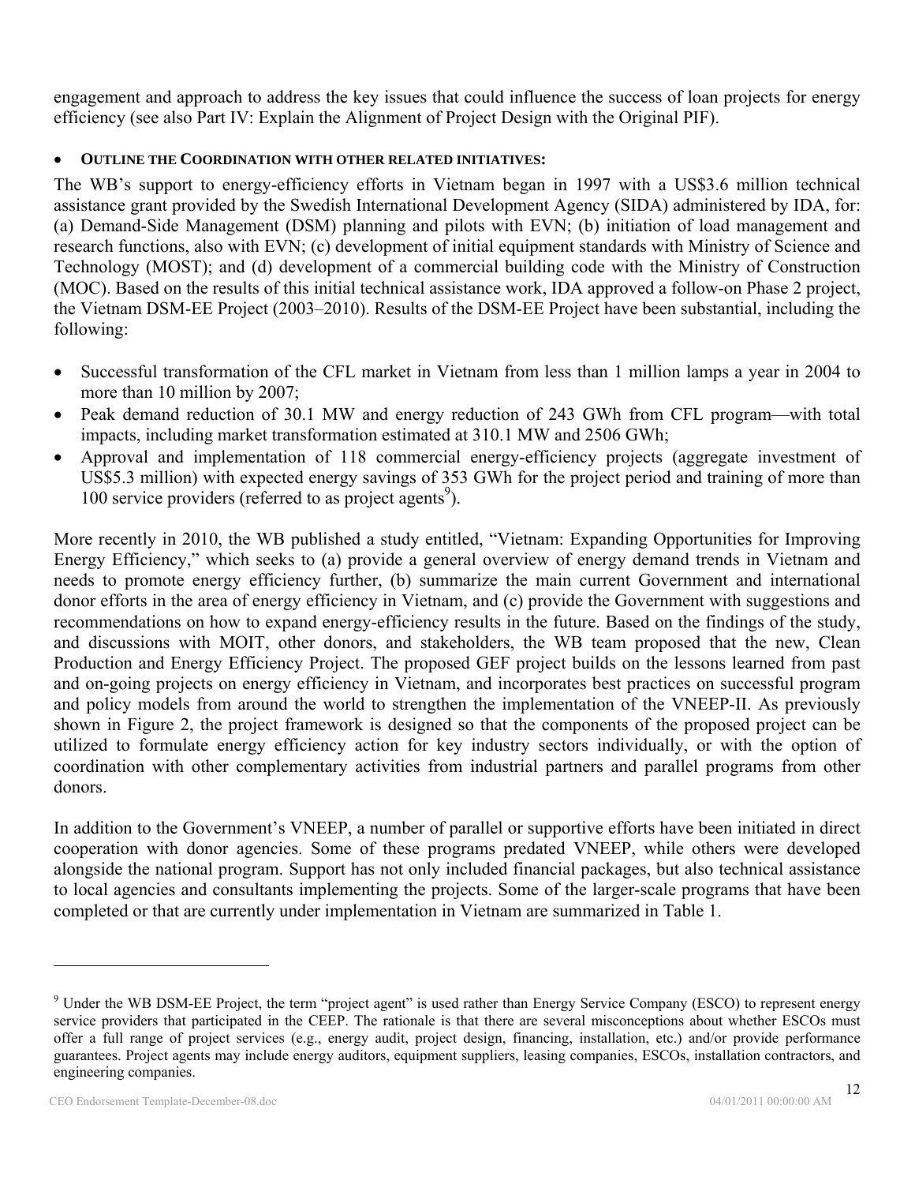engagement and approach to address the key issues that could influence the success of loan projects for energy efficiency (see also Part IV: Explain the Alignment of Project Design with the Original PIF).

- **OUTLINE THE COORDINATION WITH OTHER RELATED INITIATIVES:**

The WB's support to energy-efficiency efforts in Vietnam began in 1997 with a US$3.6 million technical assistance grant provided by the Swedish International Development Agency (SIDA) administered by IDA, for: (a) Demand-Side Management (DSM) planning and pilots with EVN; (b) initiation of load management and research functions, also with EVN; (c) development of initial equipment standards with Ministry of Science and Technology (MOST); and (d) development of a commercial building code with the Ministry of Construction (MOC). Based on the results of this initial technical assistance work, IDA approved a follow-on Phase 2 project, the Vietnam DSM-EE Project (2003–2010). Results of the DSM-EE Project have been substantial, including the following:

- Successful transformation of the CFL market in Vietnam from less than 1 million lamps a year in 2004 to more than 10 million by 2007;
- Peak demand reduction of 30.1 MW and energy reduction of 243 GWh from CFL program—with total impacts, including market transformation estimated at 310.1 MW and 2506 GWh;
- Approval and implementation of 118 commercial energy-efficiency projects (aggregate investment of US$5.3 million) with expected energy savings of 353 GWh for the project period and training of more than 100 service providers (referred to as project agents[9]).

More recently in 2010, the WB published a study entitled, "Vietnam: Expanding Opportunities for Improving Energy Efficiency," which seeks to (a) provide a general overview of energy demand trends in Vietnam and needs to promote energy efficiency further, (b) summarize the main current Government and international donor efforts in the area of energy efficiency in Vietnam, and (c) provide the Government with suggestions and recommendations on how to expand energy-efficiency results in the future. Based on the findings of the study, and discussions with MOIT, other donors, and stakeholders, the WB team proposed that the new, Clean Production and Energy Efficiency Project. The proposed GEF project builds on the lessons learned from past and on-going projects on energy efficiency in Vietnam, and incorporates best practices on successful program and policy models from around the world to strengthen the implementation of the VNEEP-II. As previously shown in Figure 2, the project framework is designed so that the components of the proposed project can be utilized to formulate energy efficiency action for key industry sectors individually, or with the option of coordination with other complementary activities from industrial partners and parallel programs from other donors.

In addition to the Government's VNEEP, a number of parallel or supportive efforts have been initiated in direct cooperation with donor agencies. Some of these programs predated VNEEP, while others were developed alongside the national program. Support has not only included financial packages, but also technical assistance to local agencies and consultants implementing the projects. Some of the larger-scale programs that have been completed or that are currently under implementation in Vietnam are summarized in Table 1.

---

[9] Under the WB DSM-EE Project, the term "project agent" is used rather than Energy Service Company (ESCO) to represent energy service providers that participated in the CEEP. The rationale is that there are several misconceptions about whether ESCOs must offer a full range of project services (e.g., energy audit, project design, financing, installation, etc.) and/or provide performance guarantees. Project agents may include energy auditors, equipment suppliers, leasing companies, ESCOs, installation contractors, and engineering companies.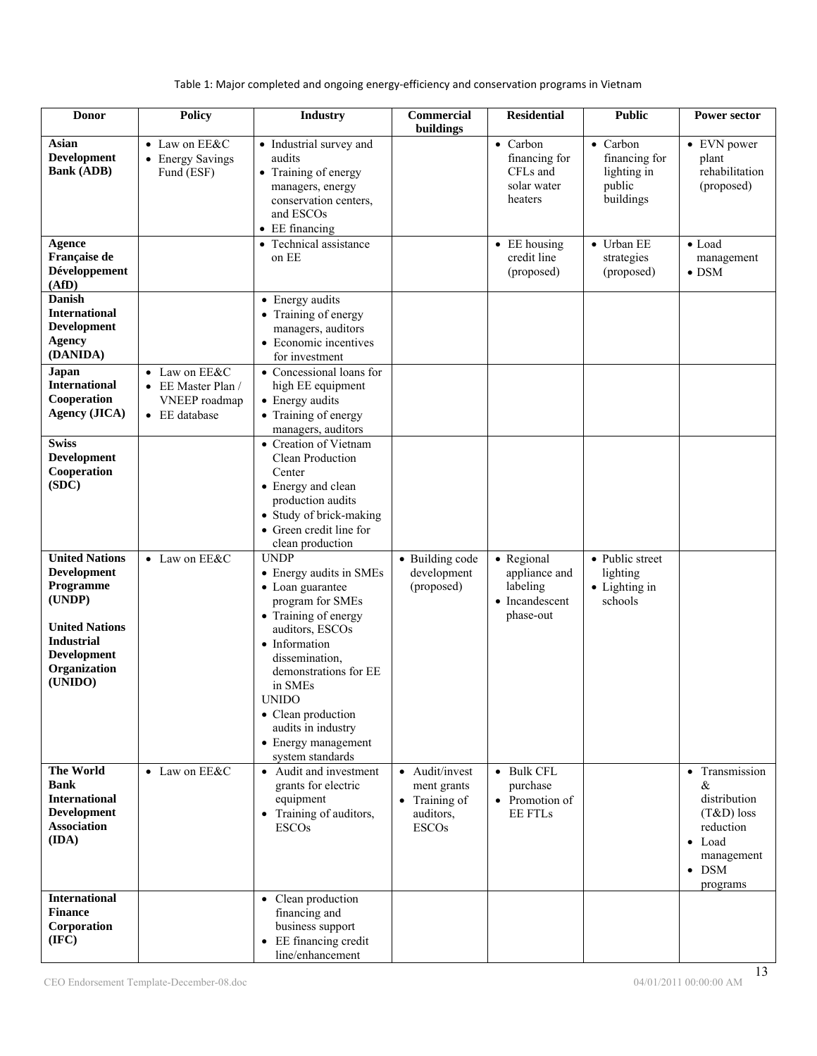Table 1: Major completed and ongoing energy-efficiency and conservation programs in Vietnam

| Donor | Policy | Industry | Commercial buildings | Residential | Public | Power sector |
|---|---|---|---|---|---|---|
| **Asian Development Bank (ADB)** | • Law on EE&C<br>• Energy Savings Fund (ESF) | • Industrial survey and audits<br>• Training of energy managers, energy conservation centers, and ESCOs<br>• EE financing | | • Carbon financing for CFLs and solar water heaters | • Carbon financing for lighting in public buildings | • EVN power plant rehabilitation (proposed) |
| **Agence Française de Développement (AfD)** | | • Technical assistance on EE | | • EE housing credit line (proposed) | • Urban EE strategies (proposed) | • Load management<br>• DSM |
| **Danish International Development Agency (DANIDA)** | | • Energy audits<br>• Training of energy managers, auditors<br>• Economic incentives for investment | | | | |
| **Japan International Cooperation Agency (JICA)** | • Law on EE&C<br>• EE Master Plan / VNEEP roadmap<br>• EE database | • Concessional loans for high EE equipment<br>• Energy audits<br>• Training of energy managers, auditors | | | | |
| **Swiss Development Cooperation (SDC)** | | • Creation of Vietnam Clean Production Center<br>• Energy and clean production audits<br>• Study of brick-making<br>• Green credit line for clean production | | | | |
| **United Nations Development Programme (UNDP)**<br><br>**United Nations Industrial Development Organization (UNIDO)** | • Law on EE&C | UNDP<br>• Energy audits in SMEs<br>• Loan guarantee program for SMEs<br>• Training of energy auditors, ESCOs<br>• Information dissemination, demonstrations for EE in SMEs<br>UNIDO<br>• Clean production audits in industry<br>• Energy management system standards | • Building code development (proposed) | • Regional appliance and labeling<br>• Incandescent phase-out | • Public street lighting<br>• Lighting in schools | |
| **The World Bank International Development Association (IDA)** | • Law on EE&C | • Audit and investment grants for electric equipment<br>• Training of auditors, ESCOs | • Audit/investment grants<br>• Training of auditors, ESCOs | • Bulk CFL purchase<br>• Promotion of EE FTLs | | • Transmission & distribution (T&D) loss reduction<br>• Load management<br>• DSM programs |
| **International Finance Corporation (IFC)** | | • Clean production financing and business support<br>• EE financing credit line/enhancement | | | | |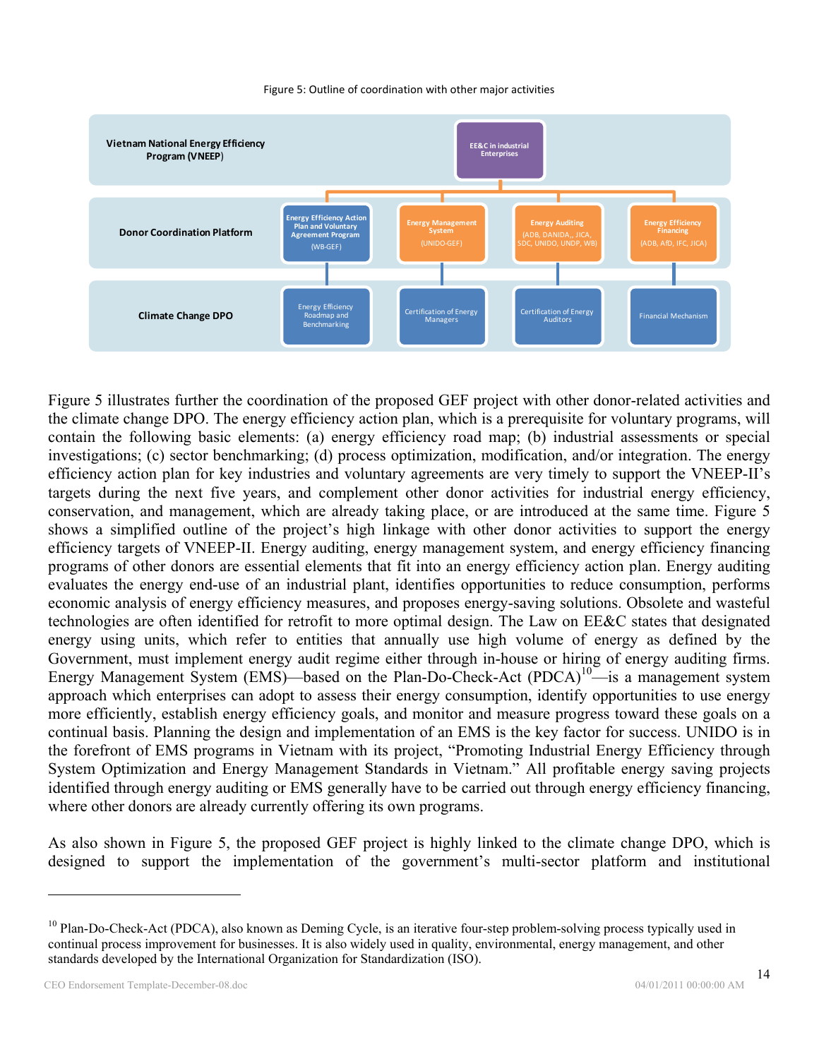Figure 5: Outline of coordination with other major activities

| | | | | |
|---|---|---|---|---|
| **Vietnam National Energy Efficiency Program (VNEEP)** | EE&C in industrial Enterprises | | | |
| **Donor Coordination Platform** | Energy Efficiency Action Plan and Voluntary Agreement Program (WB-GEF) | Energy Management System (UNIDO-GEF) | Energy Auditing (ADB, DANIDA,, JICA, SDC, UNIDO, UNDP, WB) | Energy Efficiency Financing (ADB, AfD, IFC, JICA) |
| **Climate Change DPO** | Energy Efficiency Roadmap and Benchmarking | Certification of Energy Managers | Certification of Energy Auditors | Financial Mechanism |

Figure 5 illustrates further the coordination of the proposed GEF project with other donor-related activities and the climate change DPO. The energy efficiency action plan, which is a prerequisite for voluntary programs, will contain the following basic elements: (a) energy efficiency road map; (b) industrial assessments or special investigations; (c) sector benchmarking; (d) process optimization, modification, and/or integration. The energy efficiency action plan for key industries and voluntary agreements are very timely to support the VNEEP-II's targets during the next five years, and complement other donor activities for industrial energy efficiency, conservation, and management, which are already taking place, or are introduced at the same time. Figure 5 shows a simplified outline of the project's high linkage with other donor activities to support the energy efficiency targets of VNEEP-II. Energy auditing, energy management system, and energy efficiency financing programs of other donors are essential elements that fit into an energy efficiency action plan. Energy auditing evaluates the energy end-use of an industrial plant, identifies opportunities to reduce consumption, performs economic analysis of energy efficiency measures, and proposes energy-saving solutions. Obsolete and wasteful technologies are often identified for retrofit to more optimal design. The Law on EE&C states that designated energy using units, which refer to entities that annually use high volume of energy as defined by the Government, must implement energy audit regime either through in-house or hiring of energy auditing firms. Energy Management System (EMS)—based on the Plan-Do-Check-Act (PDCA)[10]—is a management system approach which enterprises can adopt to assess their energy consumption, identify opportunities to use energy more efficiently, establish energy efficiency goals, and monitor and measure progress toward these goals on a continual basis. Planning the design and implementation of an EMS is the key factor for success. UNIDO is in the forefront of EMS programs in Vietnam with its project, "Promoting Industrial Energy Efficiency through System Optimization and Energy Management Standards in Vietnam." All profitable energy saving projects identified through energy auditing or EMS generally have to be carried out through energy efficiency financing, where other donors are already currently offering its own programs.

As also shown in Figure 5, the proposed GEF project is highly linked to the climate change DPO, which is designed to support the implementation of the government's multi-sector platform and institutional

[10] Plan-Do-Check-Act (PDCA), also known as Deming Cycle, is an iterative four-step problem-solving process typically used in continual process improvement for businesses. It is also widely used in quality, environmental, energy management, and other standards developed by the International Organization for Standardization (ISO).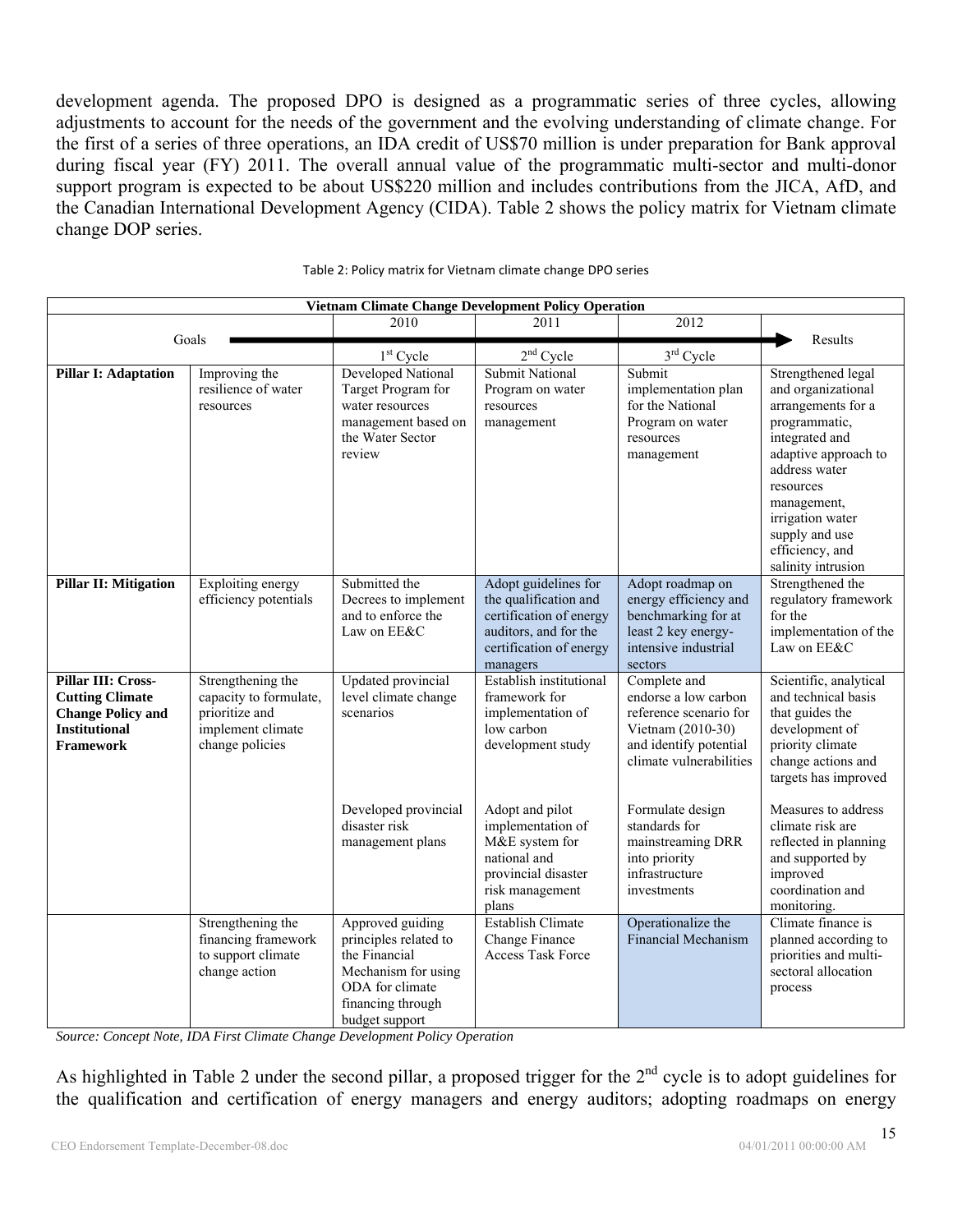development agenda. The proposed DPO is designed as a programmatic series of three cycles, allowing adjustments to account for the needs of the government and the evolving understanding of climate change. For the first of a series of three operations, an IDA credit of US$70 million is under preparation for Bank approval during fiscal year (FY) 2011. The overall annual value of the programmatic multi-sector and multi-donor support program is expected to be about US$220 million and includes contributions from the JICA, AfD, and the Canadian International Development Agency (CIDA). Table 2 shows the policy matrix for Vietnam climate change DOP series.

Table 2: Policy matrix for Vietnam climate change DPO series

| Vietnam Climate Change Development Policy Operation | | | | | |
|---|---|---|---|---|---|
| Goals | | 2010<br>1st Cycle | 2011<br>2nd Cycle | 2012<br>3rd Cycle | Results |
| **Pillar I: Adaptation** | Improving the resilience of water resources | Developed National Target Program for water resources management based on the Water Sector review | Submit National Program on water resources management | Submit implementation plan for the National Program on water resources management | Strengthened legal and organizational arrangements for a programmatic, integrated and adaptive approach to address water resources management, irrigation water supply and use efficiency, and salinity intrusion |
| **Pillar II: Mitigation** | Exploiting energy efficiency potentials | Submitted the Decrees to implement and to enforce the Law on EE&C | Adopt guidelines for the qualification and certification of energy auditors, and for the certification of energy managers | Adopt roadmap on energy efficiency and benchmarking for at least 2 key energy-intensive industrial sectors | Strengthened the regulatory framework for the implementation of the Law on EE&C |
| **Pillar III: Cross-Cutting Climate Change Policy and Institutional Framework** | Strengthening the capacity to formulate, prioritize and implement climate change policies | Updated provincial level climate change scenarios | Establish institutional framework for implementation of low carbon development study | Complete and endorse a low carbon reference scenario for Vietnam (2010-30) and identify potential climate vulnerabilities | Scientific, analytical and technical basis that guides the development of priority climate change actions and targets has improved |
| | | Developed provincial disaster risk management plans | Adopt and pilot implementation of M&E system for national and provincial disaster risk management plans | Formulate design standards for mainstreaming DRR into priority infrastructure investments | Measures to address climate risk are reflected in planning and supported by improved coordination and monitoring. |
| | Strengthening the financing framework to support climate change action | Approved guiding principles related to the Financial Mechanism for using ODA for climate financing through budget support | Establish Climate Change Finance Access Task Force | Operationalize the Financial Mechanism | Climate finance is planned according to priorities and multi-sectoral allocation process |

*Source: Concept Note, IDA First Climate Change Development Policy Operation*

As highlighted in Table 2 under the second pillar, a proposed trigger for the 2nd cycle is to adopt guidelines for the qualification and certification of energy managers and energy auditors; adopting roadmaps on energy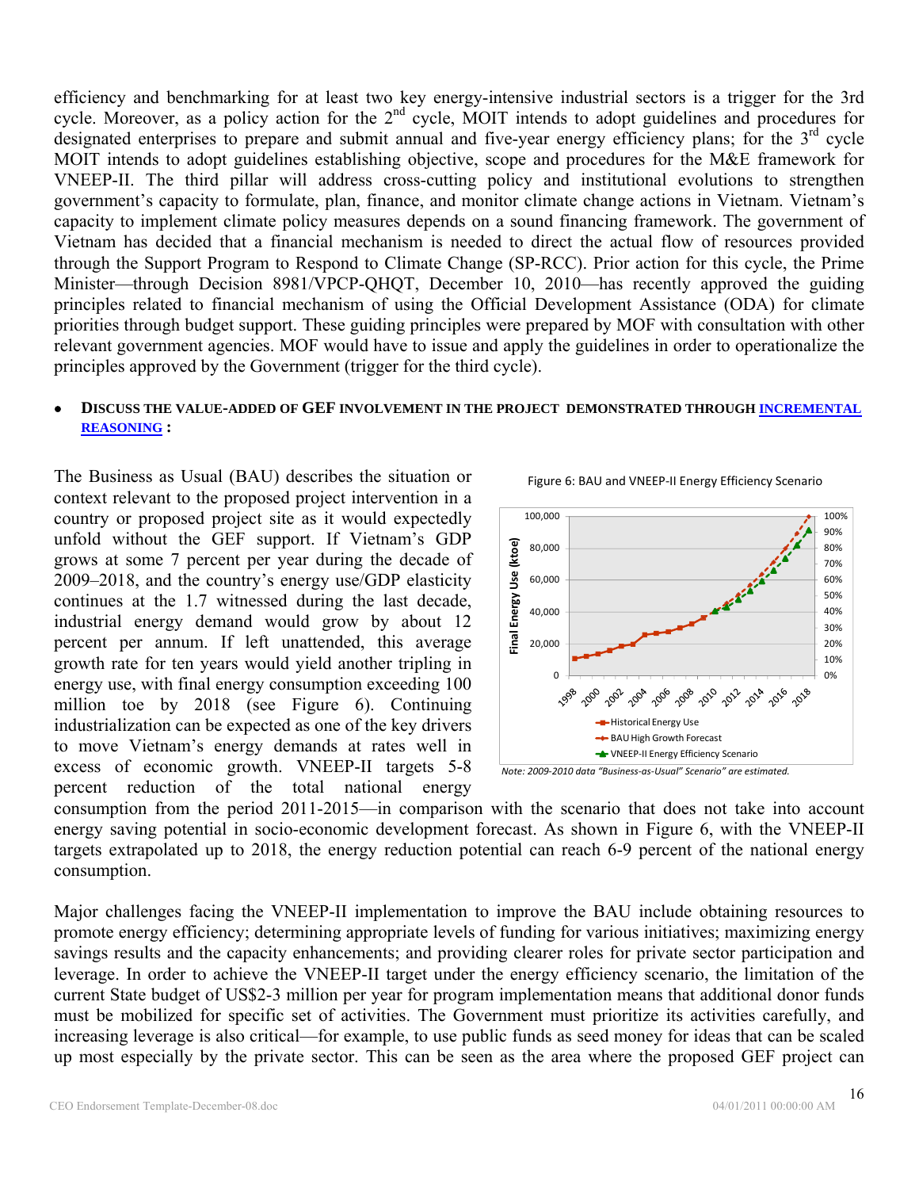efficiency and benchmarking for at least two key energy-intensive industrial sectors is a trigger for the 3rd cycle. Moreover, as a policy action for the 2nd cycle, MOIT intends to adopt guidelines and procedures for designated enterprises to prepare and submit annual and five-year energy efficiency plans; for the 3rd cycle MOIT intends to adopt guidelines establishing objective, scope and procedures for the M&E framework for VNEEP-II. The third pillar will address cross-cutting policy and institutional evolutions to strengthen government's capacity to formulate, plan, finance, and monitor climate change actions in Vietnam. Vietnam's capacity to implement climate policy measures depends on a sound financing framework. The government of Vietnam has decided that a financial mechanism is needed to direct the actual flow of resources provided through the Support Program to Respond to Climate Change (SP-RCC). Prior action for this cycle, the Prime Minister—through Decision 8981/VPCP-QHQT, December 10, 2010—has recently approved the guiding principles related to financial mechanism of using the Official Development Assistance (ODA) for climate priorities through budget support. These guiding principles were prepared by MOF with consultation with other relevant government agencies. MOF would have to issue and apply the guidelines in order to operationalize the principles approved by the Government (trigger for the third cycle).

- **DISCUSS THE VALUE-ADDED OF GEF INVOLVEMENT IN THE PROJECT DEMONSTRATED THROUGH INCREMENTAL REASONING :**

The Business as Usual (BAU) describes the situation or context relevant to the proposed project intervention in a country or proposed project site as it would expectedly unfold without the GEF support. If Vietnam's GDP grows at some 7 percent per year during the decade of 2009–2018, and the country's energy use/GDP elasticity continues at the 1.7 witnessed during the last decade, industrial energy demand would grow by about 12 percent per annum. If left unattended, this average growth rate for ten years would yield another tripling in energy use, with final energy consumption exceeding 100 million toe by 2018 (see Figure 6). Continuing industrialization can be expected as one of the key drivers to move Vietnam's energy demands at rates well in excess of economic growth. VNEEP-II targets 5-8 percent reduction of the total national energy consumption from the period 2011-2015—in comparison with the scenario that does not take into account energy saving potential in socio-economic development forecast. As shown in Figure 6, with the VNEEP-II targets extrapolated up to 2018, the energy reduction potential can reach 6-9 percent of the national energy consumption.

Figure 6: BAU and VNEEP-II Energy Efficiency Scenario

*Note: 2009-2010 data "Business-as-Usual" Scenario" are estimated.*

Major challenges facing the VNEEP-II implementation to improve the BAU include obtaining resources to promote energy efficiency; determining appropriate levels of funding for various initiatives; maximizing energy savings results and the capacity enhancements; and providing clearer roles for private sector participation and leverage. In order to achieve the VNEEP-II target under the energy efficiency scenario, the limitation of the current State budget of US$2-3 million per year for program implementation means that additional donor funds must be mobilized for specific set of activities. The Government must prioritize its activities carefully, and increasing leverage is also critical—for example, to use public funds as seed money for ideas that can be scaled up most especially by the private sector. This can be seen as the area where the proposed GEF project can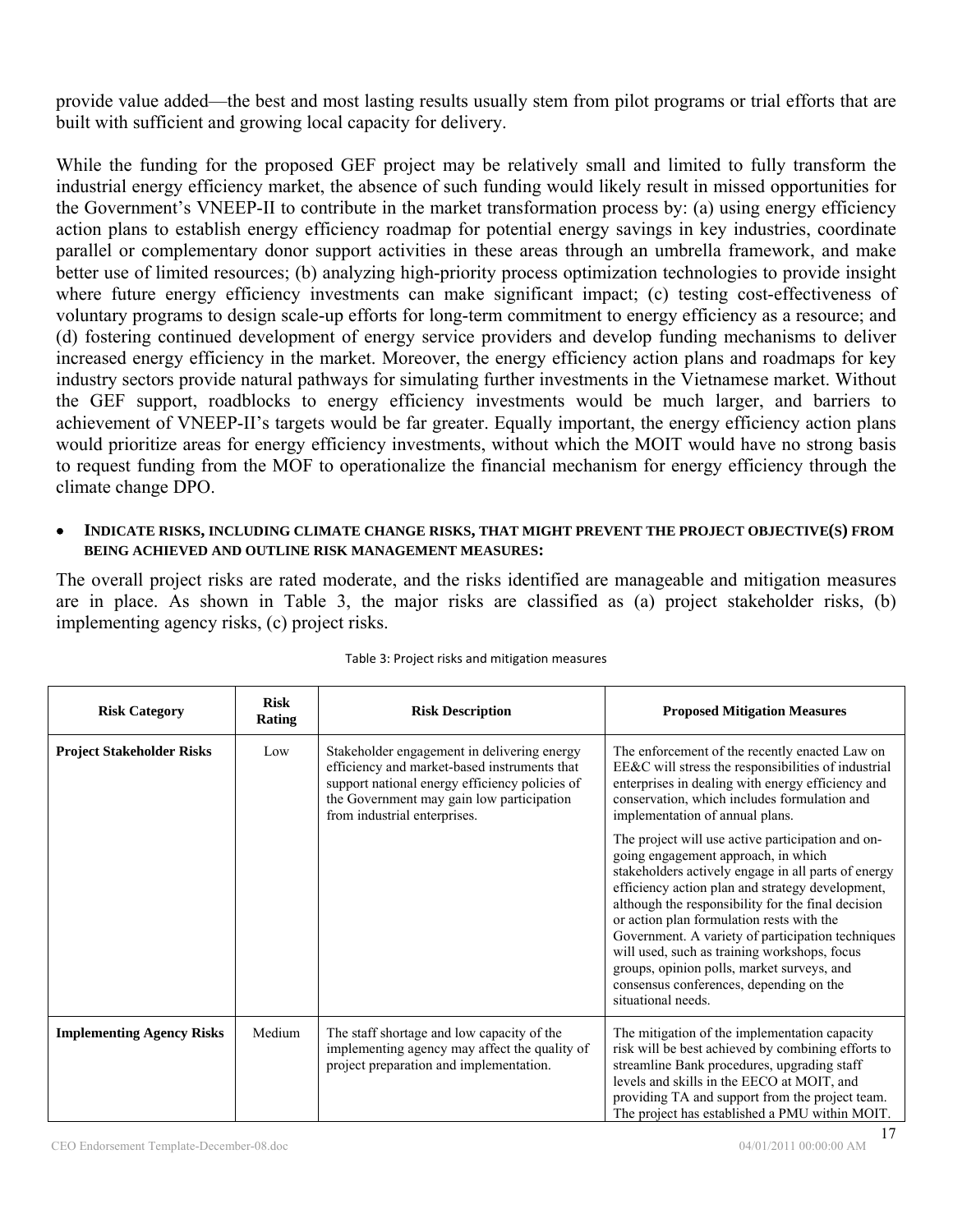provide value added—the best and most lasting results usually stem from pilot programs or trial efforts that are built with sufficient and growing local capacity for delivery.

While the funding for the proposed GEF project may be relatively small and limited to fully transform the industrial energy efficiency market, the absence of such funding would likely result in missed opportunities for the Government's VNEEP-II to contribute in the market transformation process by: (a) using energy efficiency action plans to establish energy efficiency roadmap for potential energy savings in key industries, coordinate parallel or complementary donor support activities in these areas through an umbrella framework, and make better use of limited resources; (b) analyzing high-priority process optimization technologies to provide insight where future energy efficiency investments can make significant impact; (c) testing cost-effectiveness of voluntary programs to design scale-up efforts for long-term commitment to energy efficiency as a resource; and (d) fostering continued development of energy service providers and develop funding mechanisms to deliver increased energy efficiency in the market. Moreover, the energy efficiency action plans and roadmaps for key industry sectors provide natural pathways for simulating further investments in the Vietnamese market. Without the GEF support, roadblocks to energy efficiency investments would be much larger, and barriers to achievement of VNEEP-II's targets would be far greater. Equally important, the energy efficiency action plans would prioritize areas for energy efficiency investments, without which the MOIT would have no strong basis to request funding from the MOF to operationalize the financial mechanism for energy efficiency through the climate change DPO.

- **INDICATE RISKS, INCLUDING CLIMATE CHANGE RISKS, THAT MIGHT PREVENT THE PROJECT OBJECTIVE(S) FROM BEING ACHIEVED AND OUTLINE RISK MANAGEMENT MEASURES:**

The overall project risks are rated moderate, and the risks identified are manageable and mitigation measures are in place. As shown in Table 3, the major risks are classified as (a) project stakeholder risks, (b) implementing agency risks, (c) project risks.

Table 3: Project risks and mitigation measures

| Risk Category | Risk Rating | Risk Description | Proposed Mitigation Measures |
|---|---|---|---|
| **Project Stakeholder Risks** | Low | Stakeholder engagement in delivering energy efficiency and market-based instruments that support national energy efficiency policies of the Government may gain low participation from industrial enterprises. | The enforcement of the recently enacted Law on EE&C will stress the responsibilities of industrial enterprises in dealing with energy efficiency and conservation, which includes formulation and implementation of annual plans.<br><br>The project will use active participation and on-going engagement approach, in which stakeholders actively engage in all parts of energy efficiency action plan and strategy development, although the responsibility for the final decision or action plan formulation rests with the Government. A variety of participation techniques will used, such as training workshops, focus groups, opinion polls, market surveys, and consensus conferences, depending on the situational needs. |
| **Implementing Agency Risks** | Medium | The staff shortage and low capacity of the implementing agency may affect the quality of project preparation and implementation. | The mitigation of the implementation capacity risk will be best achieved by combining efforts to streamline Bank procedures, upgrading staff levels and skills in the EECO at MOIT, and providing TA and support from the project team. The project has established a PMU within MOIT. |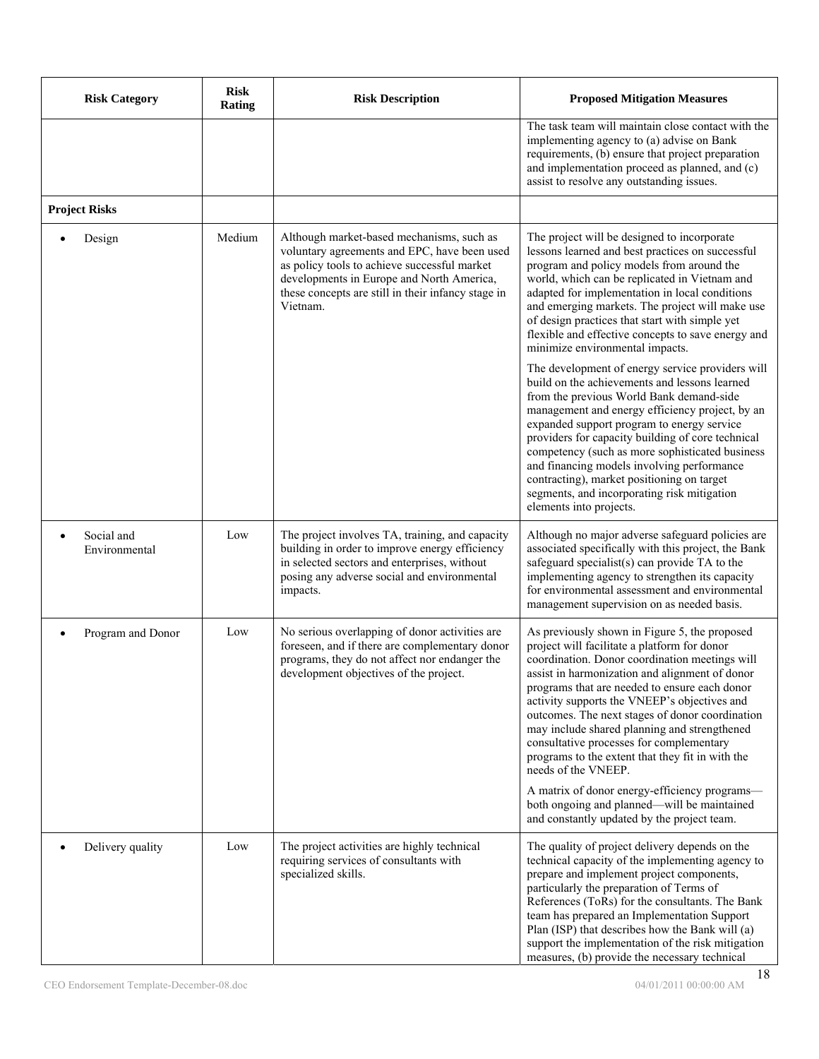| Risk Category | Risk Rating | Risk Description | Proposed Mitigation Measures |
|---|---|---|---|
| | | | The task team will maintain close contact with the implementing agency to (a) advise on Bank requirements, (b) ensure that project preparation and implementation proceed as planned, and (c) assist to resolve any outstanding issues. |
| **Project Risks** | | | |
| • Design | Medium | Although market-based mechanisms, such as voluntary agreements and EPC, have been used as policy tools to achieve successful market developments in Europe and North America, these concepts are still in their infancy stage in Vietnam. | The project will be designed to incorporate lessons learned and best practices on successful program and policy models from around the world, which can be replicated in Vietnam and adapted for implementation in local conditions and emerging markets. The project will make use of design practices that start with simple yet flexible and effective concepts to save energy and minimize environmental impacts.<br><br>The development of energy service providers will build on the achievements and lessons learned from the previous World Bank demand-side management and energy efficiency project, by an expanded support program to energy service providers for capacity building of core technical competency (such as more sophisticated business and financing models involving performance contracting), market positioning on target segments, and incorporating risk mitigation elements into projects. |
| • Social and Environmental | Low | The project involves TA, training, and capacity building in order to improve energy efficiency in selected sectors and enterprises, without posing any adverse social and environmental impacts. | Although no major adverse safeguard policies are associated specifically with this project, the Bank safeguard specialist(s) can provide TA to the implementing agency to strengthen its capacity for environmental assessment and environmental management supervision on as needed basis. |
| • Program and Donor | Low | No serious overlapping of donor activities are foreseen, and if there are complementary donor programs, they do not affect nor endanger the development objectives of the project. | As previously shown in Figure 5, the proposed project will facilitate a platform for donor coordination. Donor coordination meetings will assist in harmonization and alignment of donor programs that are needed to ensure each donor activity supports the VNEEP's objectives and outcomes. The next stages of donor coordination may include shared planning and strengthened consultative processes for complementary programs to the extent that they fit in with the needs of the VNEEP.<br><br>A matrix of donor energy-efficiency programs—both ongoing and planned—will be maintained and constantly updated by the project team. |
| • Delivery quality | Low | The project activities are highly technical requiring services of consultants with specialized skills. | The quality of project delivery depends on the technical capacity of the implementing agency to prepare and implement project components, particularly the preparation of Terms of References (ToRs) for the consultants. The Bank team has prepared an Implementation Support Plan (ISP) that describes how the Bank will (a) support the implementation of the risk mitigation measures, (b) provide the necessary technical |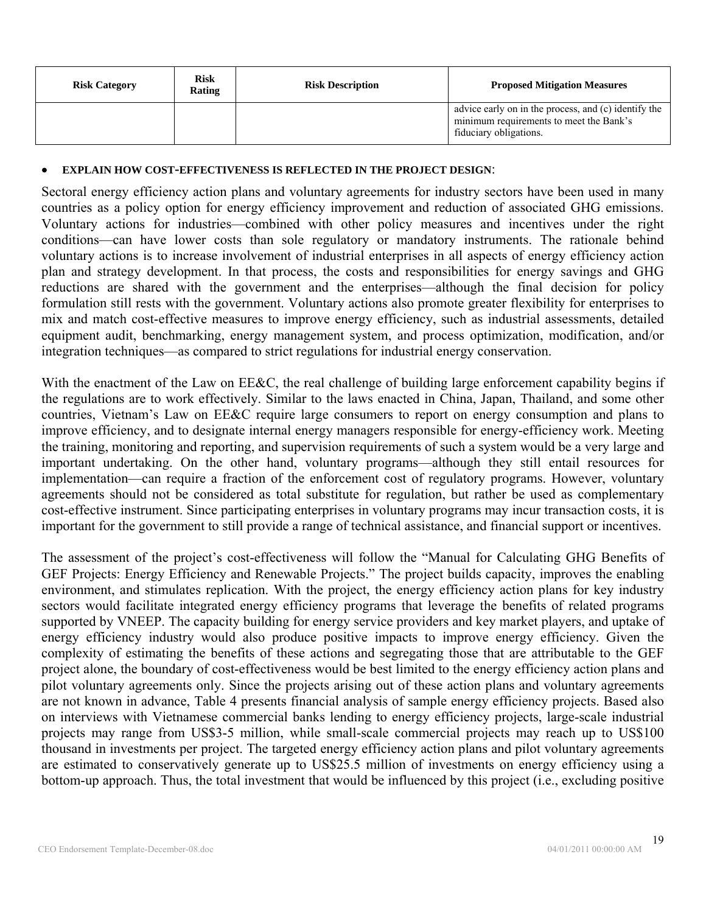| Risk Category | Risk Rating | Risk Description | Proposed Mitigation Measures |
|---|---|---|---|
| | | | advice early on in the process, and (c) identify the minimum requirements to meet the Bank's fiduciary obligations. |

- **EXPLAIN HOW COST-EFFECTIVENESS IS REFLECTED IN THE PROJECT DESIGN**:

Sectoral energy efficiency action plans and voluntary agreements for industry sectors have been used in many countries as a policy option for energy efficiency improvement and reduction of associated GHG emissions. Voluntary actions for industries—combined with other policy measures and incentives under the right conditions—can have lower costs than sole regulatory or mandatory instruments. The rationale behind voluntary actions is to increase involvement of industrial enterprises in all aspects of energy efficiency action plan and strategy development. In that process, the costs and responsibilities for energy savings and GHG reductions are shared with the government and the enterprises—although the final decision for policy formulation still rests with the government. Voluntary actions also promote greater flexibility for enterprises to mix and match cost-effective measures to improve energy efficiency, such as industrial assessments, detailed equipment audit, benchmarking, energy management system, and process optimization, modification, and/or integration techniques—as compared to strict regulations for industrial energy conservation.

With the enactment of the Law on EE&C, the real challenge of building large enforcement capability begins if the regulations are to work effectively. Similar to the laws enacted in China, Japan, Thailand, and some other countries, Vietnam's Law on EE&C require large consumers to report on energy consumption and plans to improve efficiency, and to designate internal energy managers responsible for energy-efficiency work. Meeting the training, monitoring and reporting, and supervision requirements of such a system would be a very large and important undertaking. On the other hand, voluntary programs—although they still entail resources for implementation—can require a fraction of the enforcement cost of regulatory programs. However, voluntary agreements should not be considered as total substitute for regulation, but rather be used as complementary cost-effective instrument. Since participating enterprises in voluntary programs may incur transaction costs, it is important for the government to still provide a range of technical assistance, and financial support or incentives.

The assessment of the project's cost-effectiveness will follow the "Manual for Calculating GHG Benefits of GEF Projects: Energy Efficiency and Renewable Projects." The project builds capacity, improves the enabling environment, and stimulates replication. With the project, the energy efficiency action plans for key industry sectors would facilitate integrated energy efficiency programs that leverage the benefits of related programs supported by VNEEP. The capacity building for energy service providers and key market players, and uptake of energy efficiency industry would also produce positive impacts to improve energy efficiency. Given the complexity of estimating the benefits of these actions and segregating those that are attributable to the GEF project alone, the boundary of cost-effectiveness would be best limited to the energy efficiency action plans and pilot voluntary agreements only. Since the projects arising out of these action plans and voluntary agreements are not known in advance, Table 4 presents financial analysis of sample energy efficiency projects. Based also on interviews with Vietnamese commercial banks lending to energy efficiency projects, large-scale industrial projects may range from US$3-5 million, while small-scale commercial projects may reach up to US$100 thousand in investments per project. The targeted energy efficiency action plans and pilot voluntary agreements are estimated to conservatively generate up to US$25.5 million of investments on energy efficiency using a bottom-up approach. Thus, the total investment that would be influenced by this project (i.e., excluding positive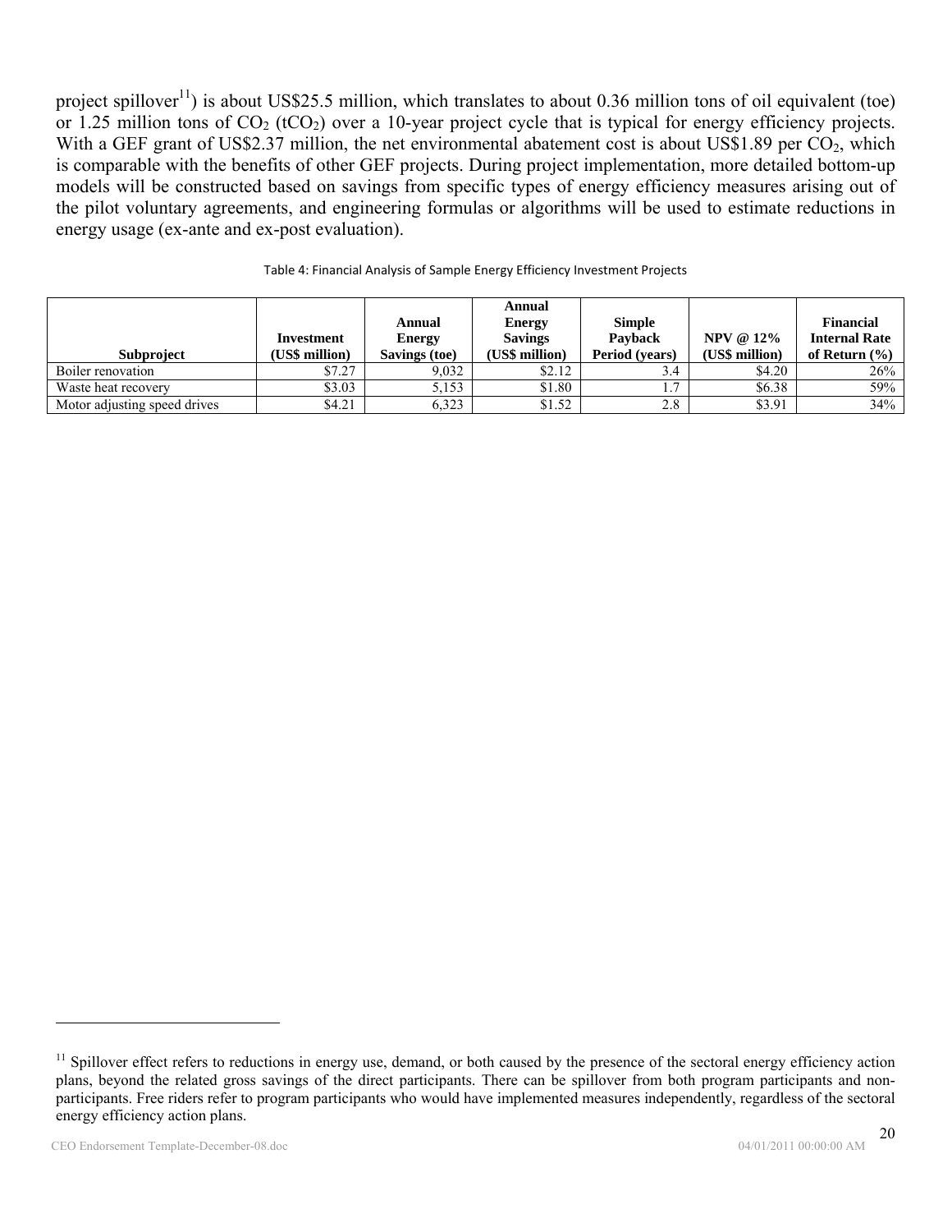project spillover[11]) is about US$25.5 million, which translates to about 0.36 million tons of oil equivalent (toe) or 1.25 million tons of $CO_2$ ($tCO_2$) over a 10-year project cycle that is typical for energy efficiency projects. With a GEF grant of US$2.37 million, the net environmental abatement cost is about US$1.89 per $CO_2$, which is comparable with the benefits of other GEF projects. During project implementation, more detailed bottom-up models will be constructed based on savings from specific types of energy efficiency measures arising out of the pilot voluntary agreements, and engineering formulas or algorithms will be used to estimate reductions in energy usage (ex-ante and ex-post evaluation).

Table 4: Financial Analysis of Sample Energy Efficiency Investment Projects

| Subproject | Investment (US$ million) | Annual Energy Savings (toe) | Annual Energy Savings (US$ million) | Simple Payback Period (years) | NPV @ 12% (US$ million) | Financial Internal Rate of Return (%) |
|---|---|---|---|---|---|---|
| Boiler renovation | $7.27 | 9,032 | $2.12 | 3.4 | $4.20 | 26% |
| Waste heat recovery | $3.03 | 5,153 | $1.80 | 1.7 | $6.38 | 59% |
| Motor adjusting speed drives | $4.21 | 6,323 | $1.52 | 2.8 | $3.91 | 34% |

[11] Spillover effect refers to reductions in energy use, demand, or both caused by the presence of the sectoral energy efficiency action plans, beyond the related gross savings of the direct participants. There can be spillover from both program participants and non-participants. Free riders refer to program participants who would have implemented measures independently, regardless of the sectoral energy efficiency action plans.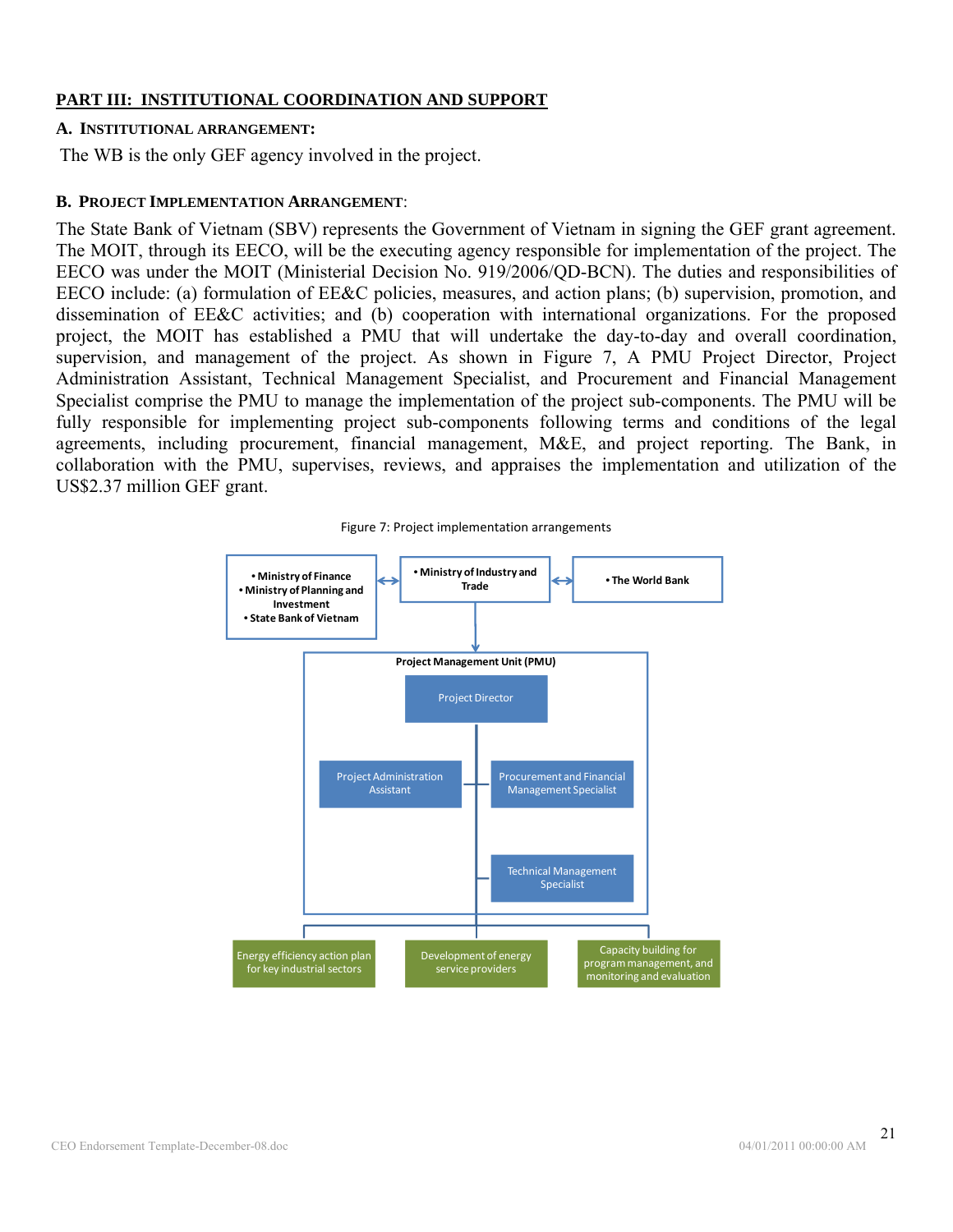## PART III: INSTITUTIONAL COORDINATION AND SUPPORT

### A. INSTITUTIONAL ARRANGEMENT:

The WB is the only GEF agency involved in the project.

### B. PROJECT IMPLEMENTATION ARRANGEMENT:

The State Bank of Vietnam (SBV) represents the Government of Vietnam in signing the GEF grant agreement. The MOIT, through its EECO, will be the executing agency responsible for implementation of the project. The EECO was under the MOIT (Ministerial Decision No. 919/2006/QD-BCN). The duties and responsibilities of EECO include: (a) formulation of EE&C policies, measures, and action plans; (b) supervision, promotion, and dissemination of EE&C activities; and (b) cooperation with international organizations. For the proposed project, the MOIT has established a PMU that will undertake the day-to-day and overall coordination, supervision, and management of the project. As shown in Figure 7, A PMU Project Director, Project Administration Assistant, Technical Management Specialist, and Procurement and Financial Management Specialist comprise the PMU to manage the implementation of the project sub-components. The PMU will be fully responsible for implementing project sub-components following terms and conditions of the legal agreements, including procurement, financial management, M&E, and project reporting. The Bank, in collaboration with the PMU, supervises, reviews, and appraises the implementation and utilization of the US$2.37 million GEF grant.

Figure 7: Project implementation arrangements

- Ministry of Finance
- Ministry of Planning and Investment
- State Bank of Vietnam

↔

- Ministry of Industry and Trade

↔

- The World Bank

Project Management Unit (PMU)

- Project Director
- Project Administration Assistant
- Procurement and Financial Management Specialist
- Technical Management Specialist

Energy efficiency action plan for key industrial sectors | Development of energy service providers | Capacity building for program management, and monitoring and evaluation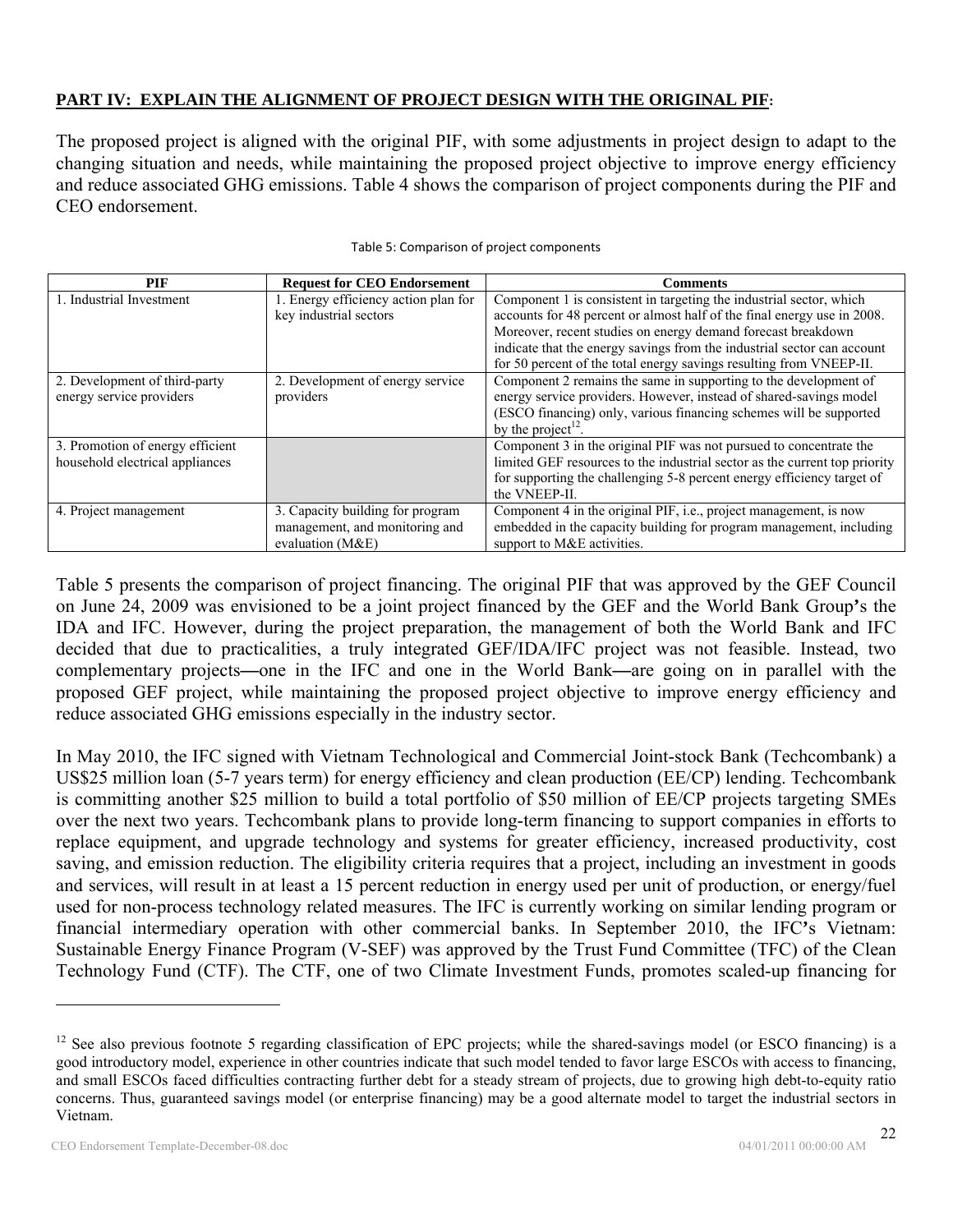**PART IV: EXPLAIN THE ALIGNMENT OF PROJECT DESIGN WITH THE ORIGINAL PIF:**

The proposed project is aligned with the original PIF, with some adjustments in project design to adapt to the changing situation and needs, while maintaining the proposed project objective to improve energy efficiency and reduce associated GHG emissions. Table 4 shows the comparison of project components during the PIF and CEO endorsement.

Table 5: Comparison of project components

| PIF | Request for CEO Endorsement | Comments |
|---|---|---|
| 1. Industrial Investment | 1. Energy efficiency action plan for key industrial sectors | Component 1 is consistent in targeting the industrial sector, which accounts for 48 percent or almost half of the final energy use in 2008. Moreover, recent studies on energy demand forecast breakdown indicate that the energy savings from the industrial sector can account for 50 percent of the total energy savings resulting from VNEEP-II. |
| 2. Development of third-party energy service providers | 2. Development of energy service providers | Component 2 remains the same in supporting to the development of energy service providers. However, instead of shared-savings model (ESCO financing) only, various financing schemes will be supported by the project[12]. |
| 3. Promotion of energy efficient household electrical appliances | | Component 3 in the original PIF was not pursued to concentrate the limited GEF resources to the industrial sector as the current top priority for supporting the challenging 5-8 percent energy efficiency target of the VNEEP-II. |
| 4. Project management | 3. Capacity building for program management, and monitoring and evaluation (M&E) | Component 4 in the original PIF, i.e., project management, is now embedded in the capacity building for program management, including support to M&E activities. |

Table 5 presents the comparison of project financing. The original PIF that was approved by the GEF Council on June 24, 2009 was envisioned to be a joint project financed by the GEF and the World Bank Group's the IDA and IFC. However, during the project preparation, the management of both the World Bank and IFC decided that due to practicalities, a truly integrated GEF/IDA/IFC project was not feasible. Instead, two complementary projects—one in the IFC and one in the World Bank—are going on in parallel with the proposed GEF project, while maintaining the proposed project objective to improve energy efficiency and reduce associated GHG emissions especially in the industry sector.

In May 2010, the IFC signed with Vietnam Technological and Commercial Joint-stock Bank (Techcombank) a US$25 million loan (5-7 years term) for energy efficiency and clean production (EE/CP) lending. Techcombank is committing another $25 million to build a total portfolio of $50 million of EE/CP projects targeting SMEs over the next two years. Techcombank plans to provide long-term financing to support companies in efforts to replace equipment, and upgrade technology and systems for greater efficiency, increased productivity, cost saving, and emission reduction. The eligibility criteria requires that a project, including an investment in goods and services, will result in at least a 15 percent reduction in energy used per unit of production, or energy/fuel used for non-process technology related measures. The IFC is currently working on similar lending program or financial intermediary operation with other commercial banks. In September 2010, the IFC's Vietnam: Sustainable Energy Finance Program (V-SEF) was approved by the Trust Fund Committee (TFC) of the Clean Technology Fund (CTF). The CTF, one of two Climate Investment Funds, promotes scaled-up financing for

[12] See also previous footnote 5 regarding classification of EPC projects; while the shared-savings model (or ESCO financing) is a good introductory model, experience in other countries indicate that such model tended to favor large ESCOs with access to financing, and small ESCOs faced difficulties contracting further debt for a steady stream of projects, due to growing high debt-to-equity ratio concerns. Thus, guaranteed savings model (or enterprise financing) may be a good alternate model to target the industrial sectors in Vietnam.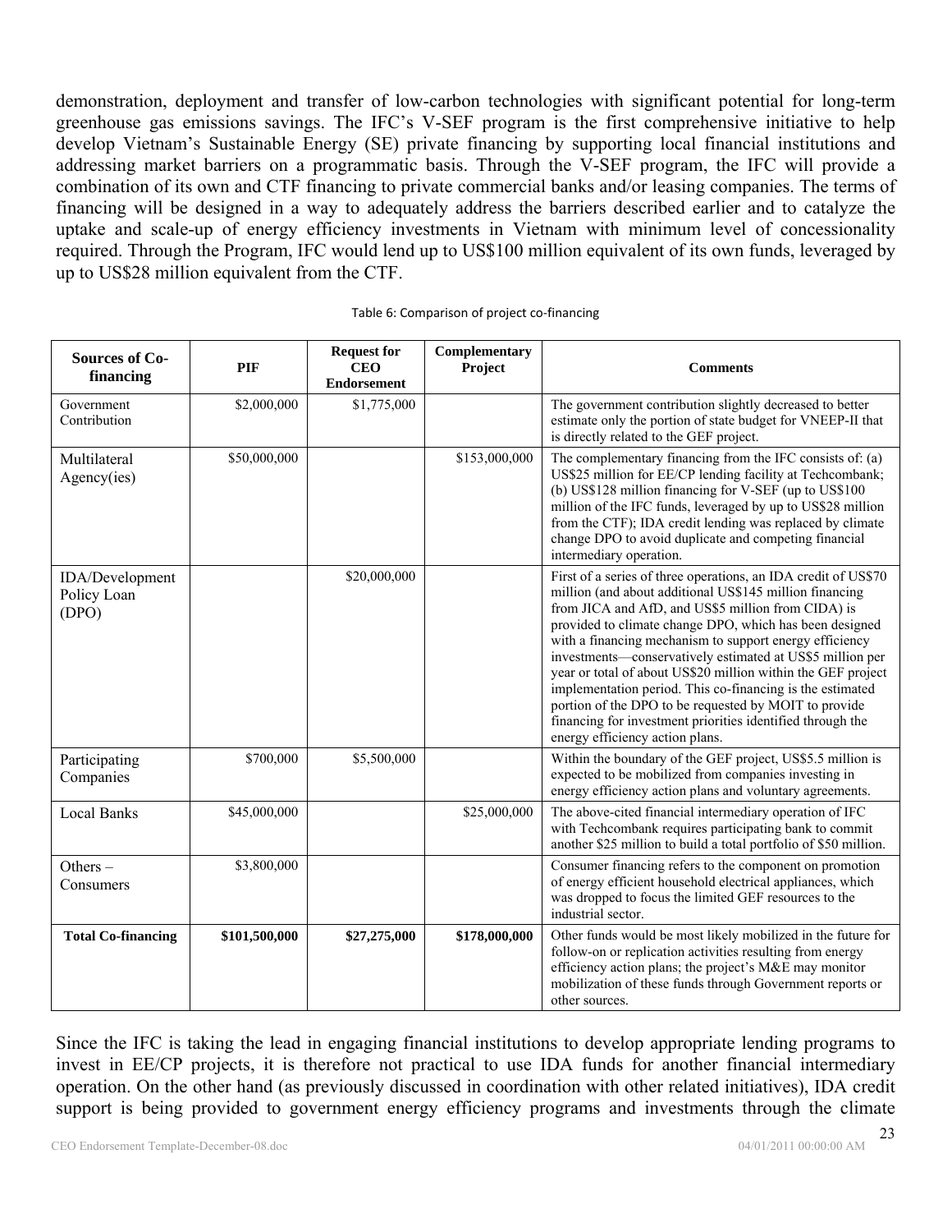demonstration, deployment and transfer of low-carbon technologies with significant potential for long-term greenhouse gas emissions savings. The IFC's V-SEF program is the first comprehensive initiative to help develop Vietnam's Sustainable Energy (SE) private financing by supporting local financial institutions and addressing market barriers on a programmatic basis. Through the V-SEF program, the IFC will provide a combination of its own and CTF financing to private commercial banks and/or leasing companies. The terms of financing will be designed in a way to adequately address the barriers described earlier and to catalyze the uptake and scale-up of energy efficiency investments in Vietnam with minimum level of concessionality required. Through the Program, IFC would lend up to US$100 million equivalent of its own funds, leveraged by up to US$28 million equivalent from the CTF.

Table 6: Comparison of project co-financing

| Sources of Co-financing | PIF | Request for CEO Endorsement | Complementary Project | Comments |
|---|---|---|---|---|
| Government Contribution | $2,000,000 | $1,775,000 | | The government contribution slightly decreased to better estimate only the portion of state budget for VNEEP-II that is directly related to the GEF project. |
| Multilateral Agency(ies) | $50,000,000 | | $153,000,000 | The complementary financing from the IFC consists of: (a) US$25 million for EE/CP lending facility at Techcombank; (b) US$128 million financing for V-SEF (up to US$100 million of the IFC funds, leveraged by up to US$28 million from the CTF); IDA credit lending was replaced by climate change DPO to avoid duplicate and competing financial intermediary operation. |
| IDA/Development Policy Loan (DPO) | | $20,000,000 | | First of a series of three operations, an IDA credit of US$70 million (and about additional US$145 million financing from JICA and AfD, and US$5 million from CIDA) is provided to climate change DPO, which has been designed with a financing mechanism to support energy efficiency investments—conservatively estimated at US$5 million per year or total of about US$20 million within the GEF project implementation period. This co-financing is the estimated portion of the DPO to be requested by MOIT to provide financing for investment priorities identified through the energy efficiency action plans. |
| Participating Companies | $700,000 | $5,500,000 | | Within the boundary of the GEF project, US$5.5 million is expected to be mobilized from companies investing in energy efficiency action plans and voluntary agreements. |
| Local Banks | $45,000,000 | | $25,000,000 | The above-cited financial intermediary operation of IFC with Techcombank requires participating bank to commit another $25 million to build a total portfolio of $50 million. |
| Others – Consumers | $3,800,000 | | | Consumer financing refers to the component on promotion of energy efficient household electrical appliances, which was dropped to focus the limited GEF resources to the industrial sector. |
| **Total Co-financing** | **$101,500,000** | **$27,275,000** | **$178,000,000** | Other funds would be most likely mobilized in the future for follow-on or replication activities resulting from energy efficiency action plans; the project's M&E may monitor mobilization of these funds through Government reports or other sources. |

Since the IFC is taking the lead in engaging financial institutions to develop appropriate lending programs to invest in EE/CP projects, it is therefore not practical to use IDA funds for another financial intermediary operation. On the other hand (as previously discussed in coordination with other related initiatives), IDA credit support is being provided to government energy efficiency programs and investments through the climate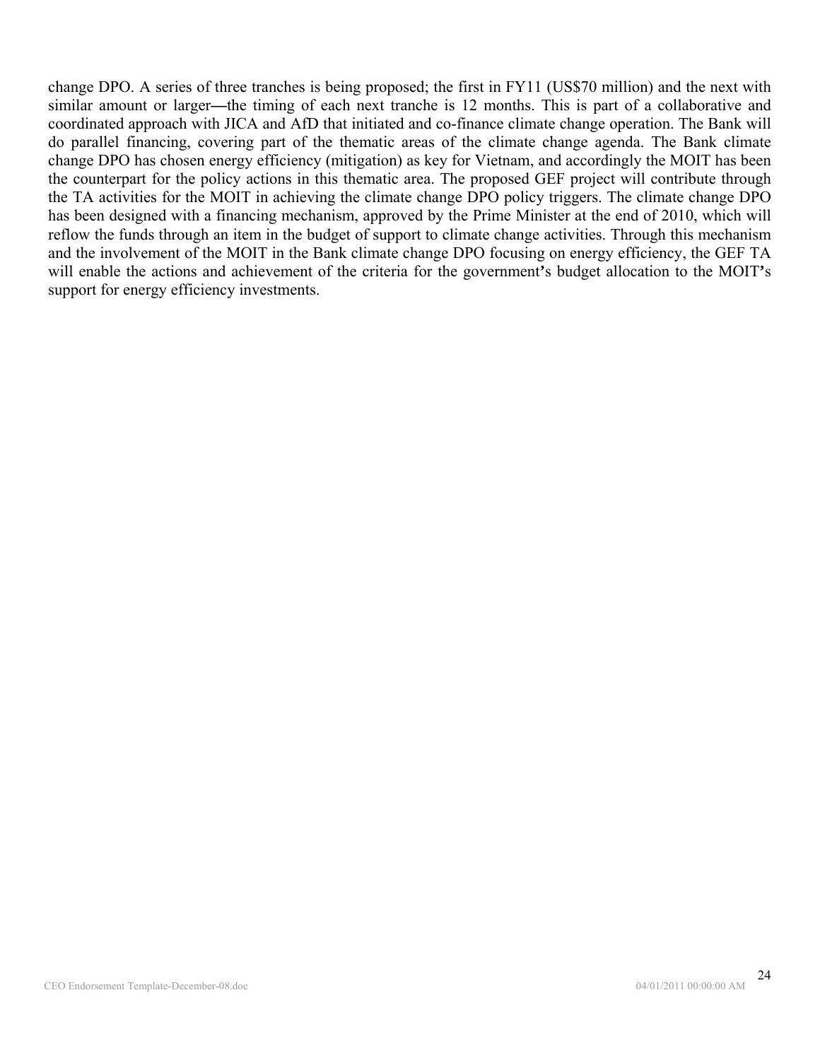change DPO. A series of three tranches is being proposed; the first in FY11 (US$70 million) and the next with similar amount or larger—the timing of each next tranche is 12 months. This is part of a collaborative and coordinated approach with JICA and AfD that initiated and co-finance climate change operation. The Bank will do parallel financing, covering part of the thematic areas of the climate change agenda. The Bank climate change DPO has chosen energy efficiency (mitigation) as key for Vietnam, and accordingly the MOIT has been the counterpart for the policy actions in this thematic area. The proposed GEF project will contribute through the TA activities for the MOIT in achieving the climate change DPO policy triggers. The climate change DPO has been designed with a financing mechanism, approved by the Prime Minister at the end of 2010, which will reflow the funds through an item in the budget of support to climate change activities. Through this mechanism and the involvement of the MOIT in the Bank climate change DPO focusing on energy efficiency, the GEF TA will enable the actions and achievement of the criteria for the government's budget allocation to the MOIT's support for energy efficiency investments.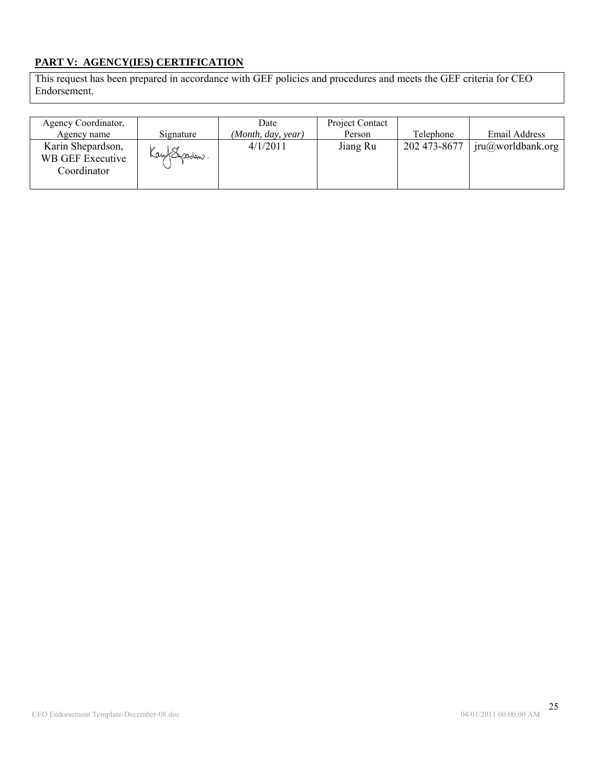## **PART V: AGENCY(IES) CERTIFICATION**

This request has been prepared in accordance with GEF policies and procedures and meets the GEF criteria for CEO Endorsement.

| Agency Coordinator, Agency name | Signature | Date *(Month, day, year)* | Project Contact Person | Telephone | Email Address |
|---|---|---|---|---|---|
| Karin Shepardson, WB GEF Executive Coordinator | Karin Shepardson | 4/1/2011 | Jiang Ru | 202 473-8677 | jru@worldbank.org |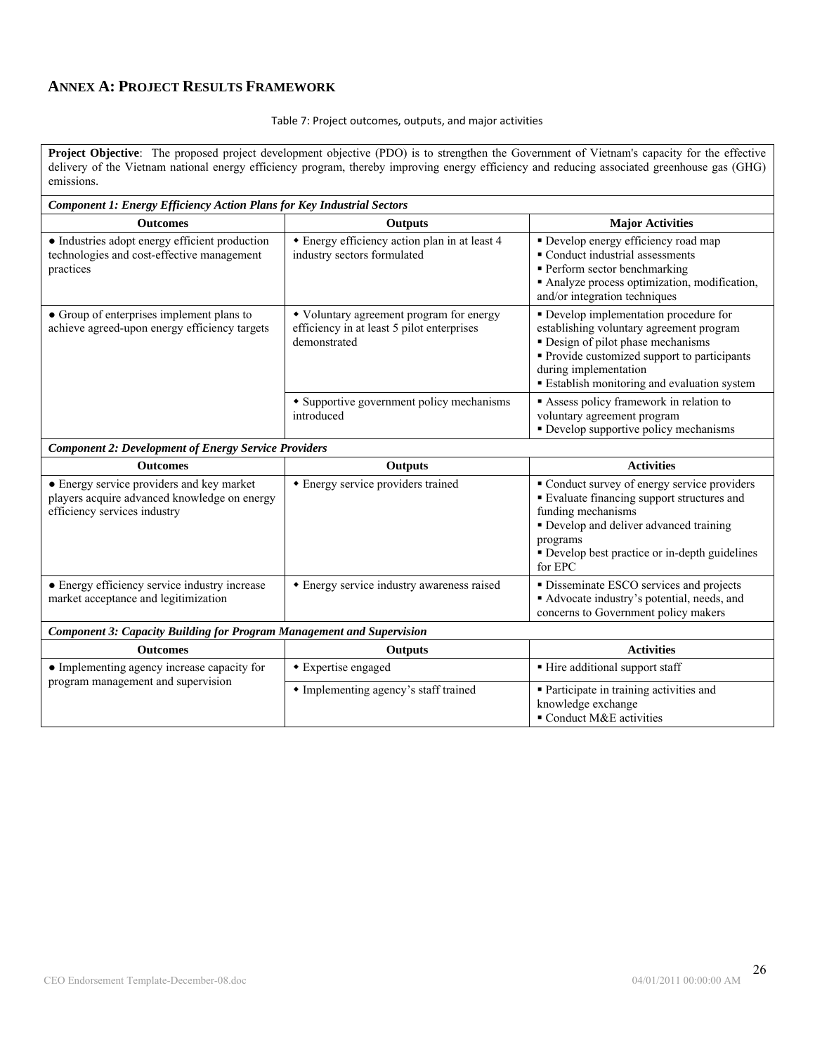## Annex A: Project Results Framework

Table 7: Project outcomes, outputs, and major activities

**Project Objective**: The proposed project development objective (PDO) is to strengthen the Government of Vietnam's capacity for the effective delivery of the Vietnam national energy efficiency program, thereby improving energy efficiency and reducing associated greenhouse gas (GHG) emissions.

| ***Component 1: Energy Efficiency Action Plans for Key Industrial Sectors*** | | |
|---|---|---|
| **Outcomes** | **Outputs** | **Major Activities** |
| ● Industries adopt energy efficient production technologies and cost-effective management practices | ◆ Energy efficiency action plan in at least 4 industry sectors formulated | ▪ Develop energy efficiency road map<br>▪ Conduct industrial assessments<br>▪ Perform sector benchmarking<br>▪ Analyze process optimization, modification, and/or integration techniques |
| ● Group of enterprises implement plans to achieve agreed-upon energy efficiency targets | ◆ Voluntary agreement program for energy efficiency in at least 5 pilot enterprises demonstrated | ▪ Develop implementation procedure for establishing voluntary agreement program<br>▪ Design of pilot phase mechanisms<br>▪ Provide customized support to participants during implementation<br>▪ Establish monitoring and evaluation system |
| | ◆ Supportive government policy mechanisms introduced | ▪ Assess policy framework in relation to voluntary agreement program<br>▪ Develop supportive policy mechanisms |
| ***Component 2: Development of Energy Service Providers*** | | |
| **Outcomes** | **Outputs** | **Activities** |
| ● Energy service providers and key market players acquire advanced knowledge on energy efficiency services industry | ◆ Energy service providers trained | ▪ Conduct survey of energy service providers<br>▪ Evaluate financing support structures and funding mechanisms<br>▪ Develop and deliver advanced training programs<br>▪ Develop best practice or in-depth guidelines for EPC |
| ● Energy efficiency service industry increase market acceptance and legitimization | ◆ Energy service industry awareness raised | ▪ Disseminate ESCO services and projects<br>▪ Advocate industry's potential, needs, and concerns to Government policy makers |
| ***Component 3: Capacity Building for Program Management and Supervision*** | | |
| **Outcomes** | **Outputs** | **Activities** |
| ● Implementing agency increase capacity for program management and supervision | ◆ Expertise engaged | ▪ Hire additional support staff |
| | ◆ Implementing agency's staff trained | ▪ Participate in training activities and knowledge exchange<br>▪ Conduct M&E activities |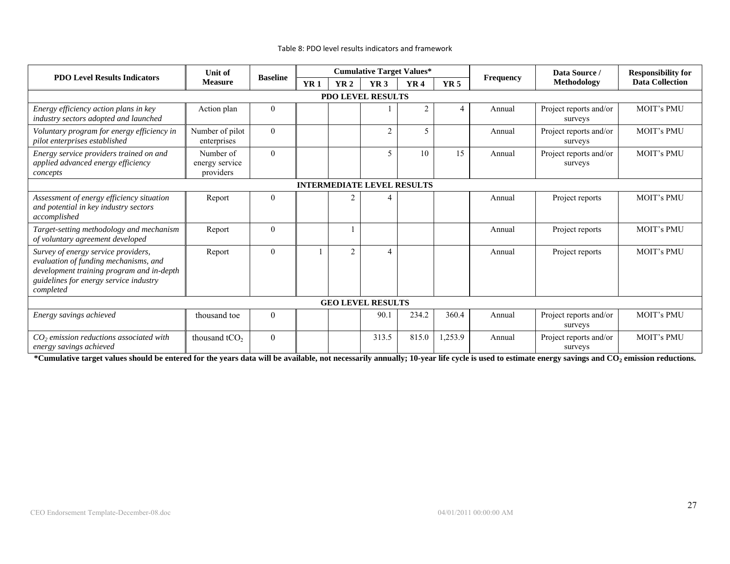Table 8: PDO level results indicators and framework

| PDO Level Results Indicators | Unit of Measure | Baseline | Cumulative Target Values* | | | | | Frequency | Data Source / Methodology | Responsibility for Data Collection |
|---|---|---|---|---|---|---|---|---|---|---|
| | | | YR 1 | YR 2 | YR 3 | YR 4 | YR 5 | | | |
| **PDO LEVEL RESULTS** | | | | | | | | | | |
| *Energy efficiency action plans in key industry sectors adopted and launched* | Action plan | 0 | | | 1 | 2 | 4 | Annual | Project reports and/or surveys | MOIT's PMU |
| *Voluntary program for energy efficiency in pilot enterprises established* | Number of pilot enterprises | 0 | | | 2 | 5 | | Annual | Project reports and/or surveys | MOIT's PMU |
| *Energy service providers trained on and applied advanced energy efficiency concepts* | Number of energy service providers | 0 | | | 5 | 10 | 15 | Annual | Project reports and/or surveys | MOIT's PMU |
| **INTERMEDIATE LEVEL RESULTS** | | | | | | | | | | |
| *Assessment of energy efficiency situation and potential in key industry sectors accomplished* | Report | 0 | | 2 | 4 | | | Annual | Project reports | MOIT's PMU |
| *Target-setting methodology and mechanism of voluntary agreement developed* | Report | 0 | | 1 | | | | Annual | Project reports | MOIT's PMU |
| *Survey of energy service providers, evaluation of funding mechanisms, and development training program and in-depth guidelines for energy service industry completed* | Report | 0 | 1 | 2 | 4 | | | Annual | Project reports | MOIT's PMU |
| **GEO LEVEL RESULTS** | | | | | | | | | | |
| *Energy savings achieved* | thousand toe | 0 | | | 90.1 | 234.2 | 360.4 | Annual | Project reports and/or surveys | MOIT's PMU |
| *$CO_2$ emission reductions associated with energy savings achieved* | thousand $tCO_2$ | 0 | | | 313.5 | 815.0 | 1,253.9 | Annual | Project reports and/or surveys | MOIT's PMU |

**\*Cumulative target values should be entered for the years data will be available, not necessarily annually; 10-year life cycle is used to estimate energy savings and $CO_2$ emission reductions.**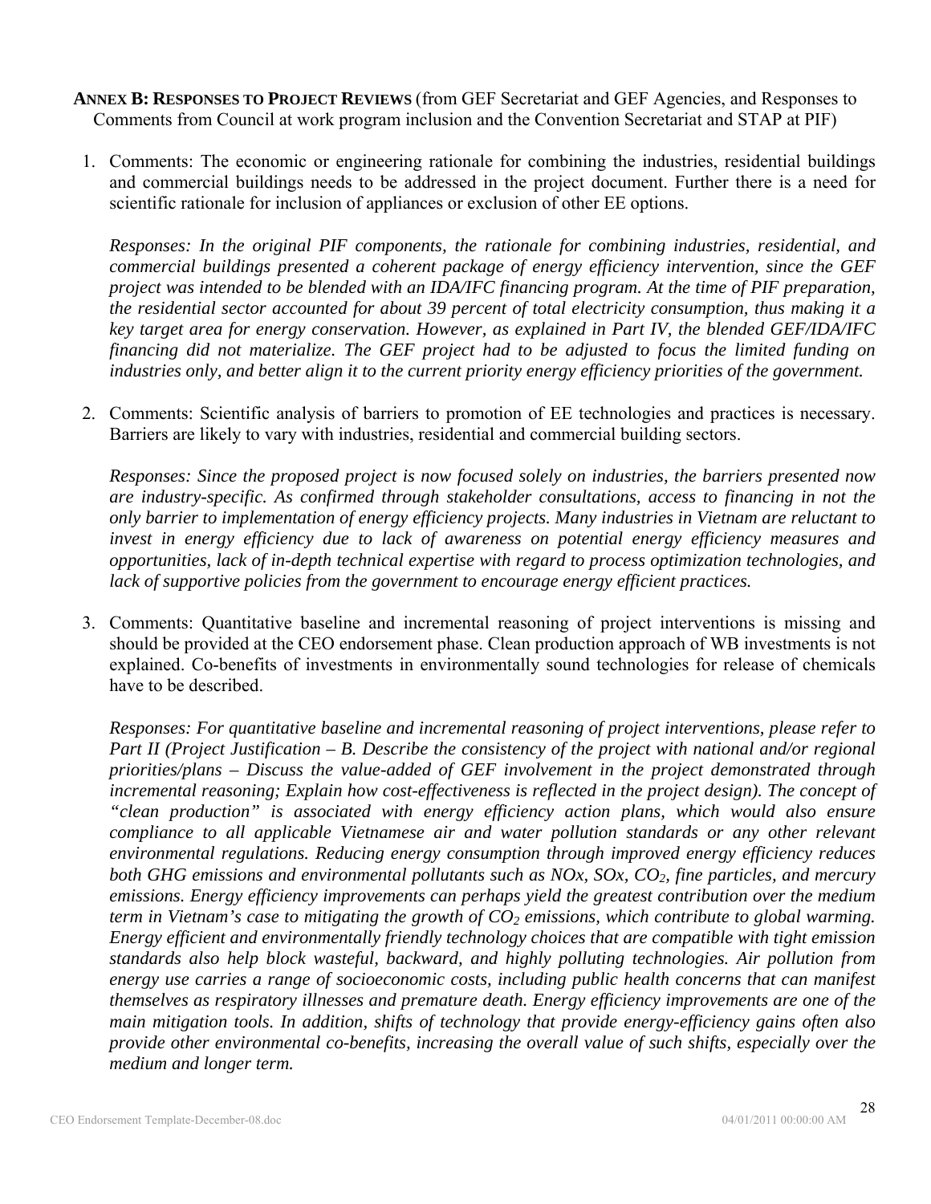**ANNEX B: RESPONSES TO PROJECT REVIEWS** (from GEF Secretariat and GEF Agencies, and Responses to Comments from Council at work program inclusion and the Convention Secretariat and STAP at PIF)

1. Comments: The economic or engineering rationale for combining the industries, residential buildings and commercial buildings needs to be addressed in the project document. Further there is a need for scientific rationale for inclusion of appliances or exclusion of other EE options.

   *Responses: In the original PIF components, the rationale for combining industries, residential, and commercial buildings presented a coherent package of energy efficiency intervention, since the GEF project was intended to be blended with an IDA/IFC financing program. At the time of PIF preparation, the residential sector accounted for about 39 percent of total electricity consumption, thus making it a key target area for energy conservation. However, as explained in Part IV, the blended GEF/IDA/IFC financing did not materialize. The GEF project had to be adjusted to focus the limited funding on industries only, and better align it to the current priority energy efficiency priorities of the government.*

2. Comments: Scientific analysis of barriers to promotion of EE technologies and practices is necessary. Barriers are likely to vary with industries, residential and commercial building sectors.

   *Responses: Since the proposed project is now focused solely on industries, the barriers presented now are industry-specific. As confirmed through stakeholder consultations, access to financing in not the only barrier to implementation of energy efficiency projects. Many industries in Vietnam are reluctant to invest in energy efficiency due to lack of awareness on potential energy efficiency measures and opportunities, lack of in-depth technical expertise with regard to process optimization technologies, and lack of supportive policies from the government to encourage energy efficient practices.*

3. Comments: Quantitative baseline and incremental reasoning of project interventions is missing and should be provided at the CEO endorsement phase. Clean production approach of WB investments is not explained. Co-benefits of investments in environmentally sound technologies for release of chemicals have to be described.

   *Responses: For quantitative baseline and incremental reasoning of project interventions, please refer to Part II (Project Justification – B. Describe the consistency of the project with national and/or regional priorities/plans – Discuss the value-added of GEF involvement in the project demonstrated through incremental reasoning; Explain how cost-effectiveness is reflected in the project design). The concept of "clean production" is associated with energy efficiency action plans, which would also ensure compliance to all applicable Vietnamese air and water pollution standards or any other relevant environmental regulations. Reducing energy consumption through improved energy efficiency reduces both GHG emissions and environmental pollutants such as NOx, SOx, $CO_2$, fine particles, and mercury emissions. Energy efficiency improvements can perhaps yield the greatest contribution over the medium term in Vietnam's case to mitigating the growth of $CO_2$ emissions, which contribute to global warming. Energy efficient and environmentally friendly technology choices that are compatible with tight emission standards also help block wasteful, backward, and highly polluting technologies. Air pollution from energy use carries a range of socioeconomic costs, including public health concerns that can manifest themselves as respiratory illnesses and premature death. Energy efficiency improvements are one of the main mitigation tools. In addition, shifts of technology that provide energy-efficiency gains often also provide other environmental co-benefits, increasing the overall value of such shifts, especially over the medium and longer term.*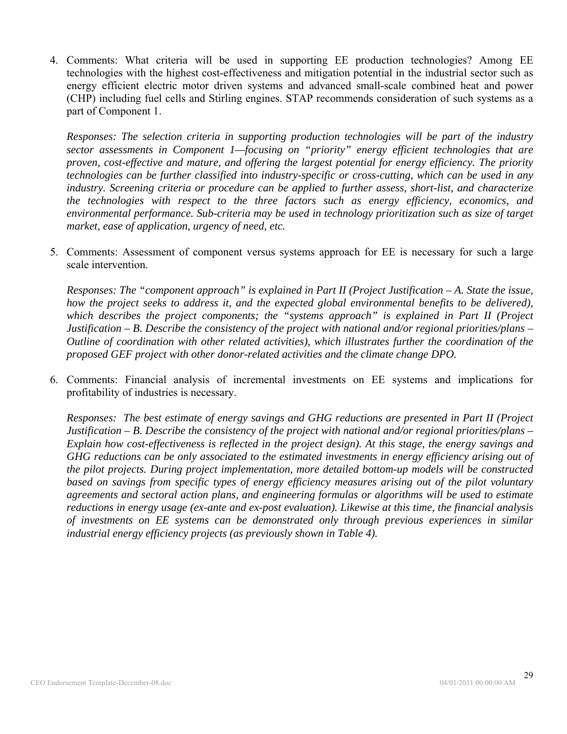4. Comments: What criteria will be used in supporting EE production technologies? Among EE technologies with the highest cost-effectiveness and mitigation potential in the industrial sector such as energy efficient electric motor driven systems and advanced small-scale combined heat and power (CHP) including fuel cells and Stirling engines. STAP recommends consideration of such systems as a part of Component 1.

   *Responses: The selection criteria in supporting production technologies will be part of the industry sector assessments in Component 1—focusing on "priority" energy efficient technologies that are proven, cost-effective and mature, and offering the largest potential for energy efficiency. The priority technologies can be further classified into industry-specific or cross-cutting, which can be used in any industry. Screening criteria or procedure can be applied to further assess, short-list, and characterize the technologies with respect to the three factors such as energy efficiency, economics, and environmental performance. Sub-criteria may be used in technology prioritization such as size of target market, ease of application, urgency of need, etc.*

5. Comments: Assessment of component versus systems approach for EE is necessary for such a large scale intervention.

   *Responses: The "component approach" is explained in Part II (Project Justification – A. State the issue, how the project seeks to address it, and the expected global environmental benefits to be delivered), which describes the project components; the "systems approach" is explained in Part II (Project Justification – B. Describe the consistency of the project with national and/or regional priorities/plans – Outline of coordination with other related activities), which illustrates further the coordination of the proposed GEF project with other donor-related activities and the climate change DPO.*

6. Comments: Financial analysis of incremental investments on EE systems and implications for profitability of industries is necessary.

   *Responses: The best estimate of energy savings and GHG reductions are presented in Part II (Project Justification – B. Describe the consistency of the project with national and/or regional priorities/plans – Explain how cost-effectiveness is reflected in the project design). At this stage, the energy savings and GHG reductions can be only associated to the estimated investments in energy efficiency arising out of the pilot projects. During project implementation, more detailed bottom-up models will be constructed based on savings from specific types of energy efficiency measures arising out of the pilot voluntary agreements and sectoral action plans, and engineering formulas or algorithms will be used to estimate reductions in energy usage (ex-ante and ex-post evaluation). Likewise at this time, the financial analysis of investments on EE systems can be demonstrated only through previous experiences in similar industrial energy efficiency projects (as previously shown in Table 4).*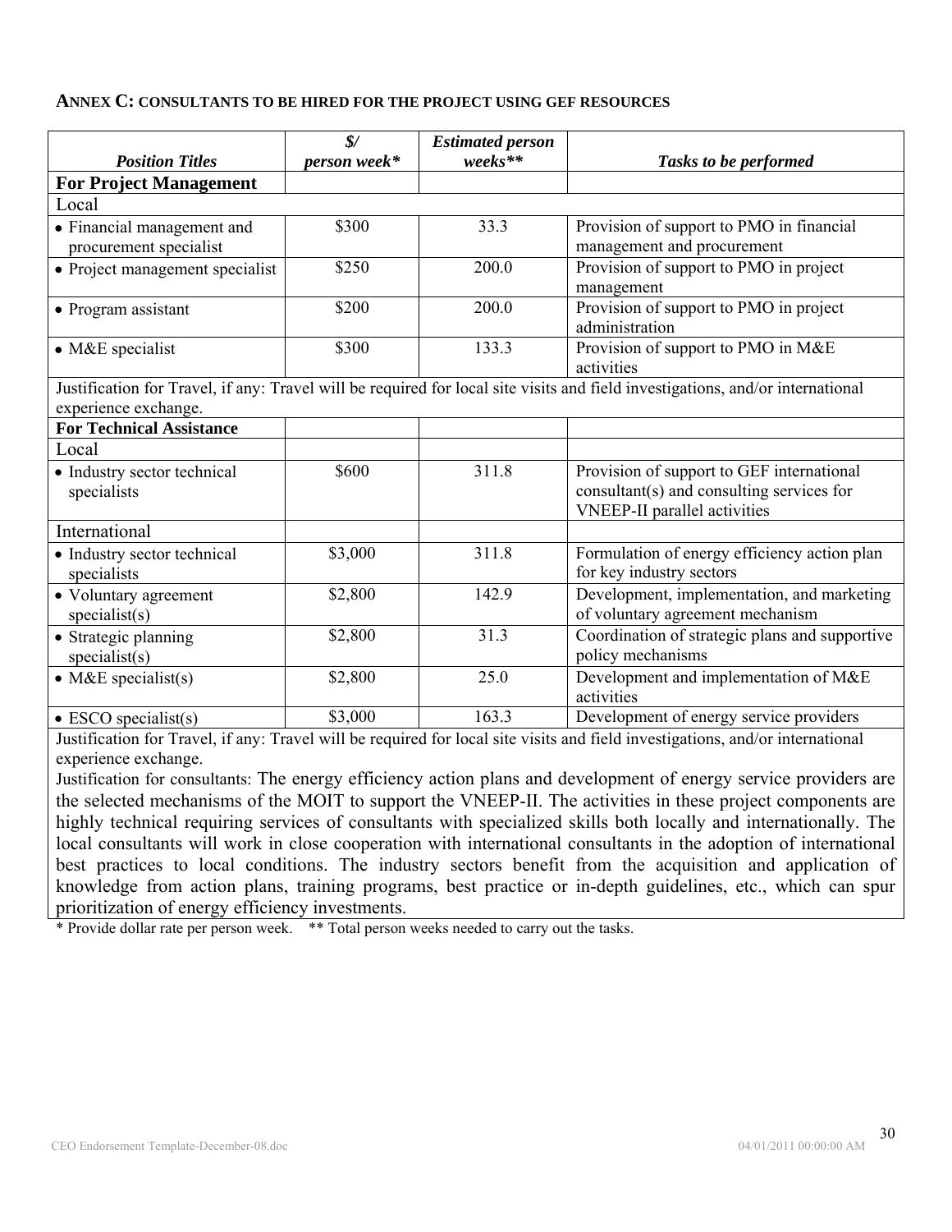**ANNEX C: CONSULTANTS TO BE HIRED FOR THE PROJECT USING GEF RESOURCES**

| *Position Titles* | *$/ person week** | *Estimated person weeks*** | *Tasks to be performed* |
|---|---|---|---|
| **For Project Management** | | | |
| Local | | | |
| • Financial management and procurement specialist | $300 | 33.3 | Provision of support to PMO in financial management and procurement |
| • Project management specialist | $250 | 200.0 | Provision of support to PMO in project management |
| • Program assistant | $200 | 200.0 | Provision of support to PMO in project administration |
| • M&E specialist | $300 | 133.3 | Provision of support to PMO in M&E activities |
| Justification for Travel, if any: Travel will be required for local site visits and field investigations, and/or international experience exchange. | | | |
| **For Technical Assistance** | | | |
| Local | | | |
| • Industry sector technical specialists | $600 | 311.8 | Provision of support to GEF international consultant(s) and consulting services for VNEEP-II parallel activities |
| International | | | |
| • Industry sector technical specialists | $3,000 | 311.8 | Formulation of energy efficiency action plan for key industry sectors |
| • Voluntary agreement specialist(s) | $2,800 | 142.9 | Development, implementation, and marketing of voluntary agreement mechanism |
| • Strategic planning specialist(s) | $2,800 | 31.3 | Coordination of strategic plans and supportive policy mechanisms |
| • M&E specialist(s) | $2,800 | 25.0 | Development and implementation of M&E activities |
| • ESCO specialist(s) | $3,000 | 163.3 | Development of energy service providers |
| Justification for Travel, if any: Travel will be required for local site visits and field investigations, and/or international experience exchange. Justification for consultants: The energy efficiency action plans and development of energy service providers are the selected mechanisms of the MOIT to support the VNEEP-II. The activities in these project components are highly technical requiring services of consultants with specialized skills both locally and internationally. The local consultants will work in close cooperation with international consultants in the adoption of international best practices to local conditions. The industry sectors benefit from the acquisition and application of knowledge from action plans, training programs, best practice or in-depth guidelines, etc., which can spur prioritization of energy efficiency investments. | | | |

\* Provide dollar rate per person week. \*\* Total person weeks needed to carry out the tasks.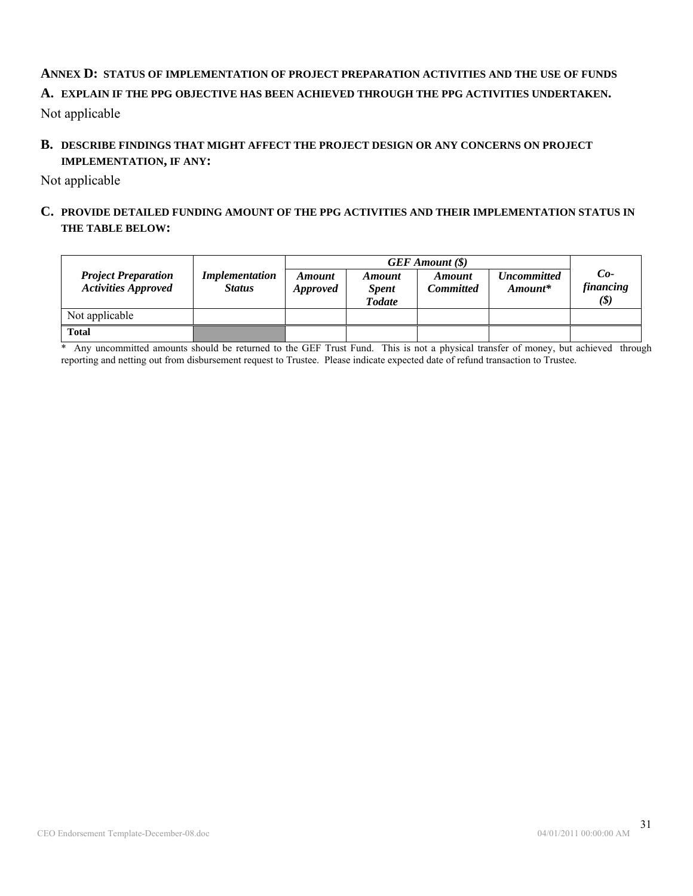## ANNEX D: STATUS OF IMPLEMENTATION OF PROJECT PREPARATION ACTIVITIES AND THE USE OF FUNDS

### A. EXPLAIN IF THE PPG OBJECTIVE HAS BEEN ACHIEVED THROUGH THE PPG ACTIVITIES UNDERTAKEN.

Not applicable

### B. DESCRIBE FINDINGS THAT MIGHT AFFECT THE PROJECT DESIGN OR ANY CONCERNS ON PROJECT IMPLEMENTATION, IF ANY:

Not applicable

### C. PROVIDE DETAILED FUNDING AMOUNT OF THE PPG ACTIVITIES AND THEIR IMPLEMENTATION STATUS IN THE TABLE BELOW:

| *Project Preparation Activities Approved* | *Implementation Status* | *GEF Amount ($)* | | | | *Co-financing ($)* |
|---|---|---|---|---|---|---|
| | | *Amount Approved* | *Amount Spent Todate* | *Amount Committed* | *Uncommitted Amount** | |
| Not applicable | | | | | | |
| **Total** | | | | | | |

* Any uncommitted amounts should be returned to the GEF Trust Fund. This is not a physical transfer of money, but achieved through reporting and netting out from disbursement request to Trustee. Please indicate expected date of refund transaction to Trustee.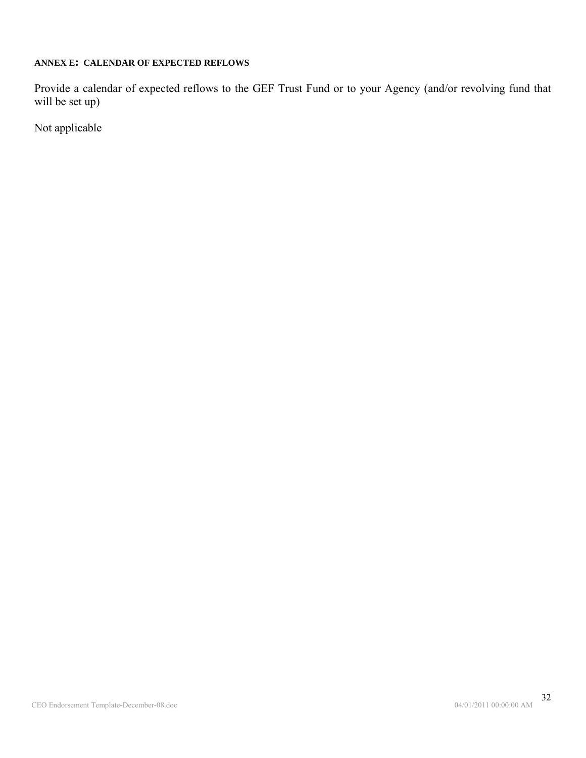**ANNEX E: CALENDAR OF EXPECTED REFLOWS**

Provide a calendar of expected reflows to the GEF Trust Fund or to your Agency (and/or revolving fund that will be set up)

Not applicable